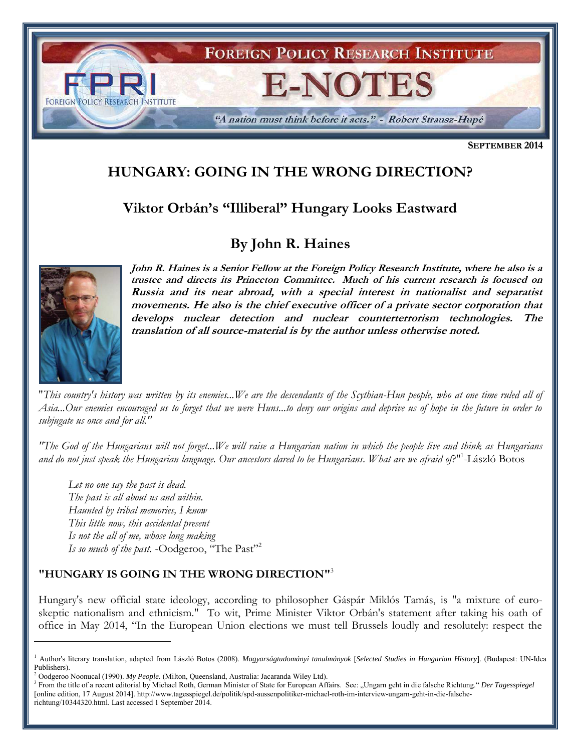FOREIGN POLICY RESEARCH INSTITUTE

E-NOTES

*"A nation must think before it acts." - Robert Strausz-Hupé*

**SEPTEMBER 2014**

# HUNGARY: GOING IN THE WRONG DIRECTION?

## Viktor Orbán's "Illiberal" Hungary Looks Eastward

## By John R. Haines

***John R. Haines is a Senior Fellow at the Foreign Policy Research Institute, where he also is a trustee and directs its Princeton Committee. Much of his current research is focused on Russia and its near abroad, with a special interest in nationalist and separatist movements. He also is the chief executive officer of a private sector corporation that develops nuclear detection and nuclear counterterrorism technologies. The translation of all source-material is by the author unless otherwise noted.***

"*This country's history was written by its enemies...We are the descendants of the Scythian-Hun people, who at one time ruled all of Asia...Our enemies encouraged us to forget that we were Huns...to deny our origins and deprive us of hope in the future in order to subjugate us once and for all.*"

"*The God of the Hungarians will not forget...We will raise a Hungarian nation in which the people live and think as Hungarians and do not just speak the Hungarian language. Our ancestors dared to be Hungarians. What are we afraid of?*"[1]-László Botos

> *Let no one say the past is dead.*
> *The past is all about us and within.*
> *Haunted by tribal memories, I know*
> *This little now, this accidental present*
> *Is not the all of me, whose long making*
> *Is so much of the past.* -Oodgeroo, "The Past"[2]

### "HUNGARY IS GOING IN THE WRONG DIRECTION"[3]

Hungary's new official state ideology, according to philosopher Gáspár Miklós Tamás, is "a mixture of euro-skeptic nationalism and ethnicism." To wit, Prime Minister Viktor Orbán's statement after taking his oath of office in May 2014, "In the European Union elections we must tell Brussels loudly and resolutely: respect the

---

[1] Author's literary translation, adapted from László Botos (2008). *Magyarságtudományi tanulmányok* [*Selected Studies in Hungarian History*]. (Budapest: UN-Idea Publishers).

[2] Oodgeroo Noonucal (1990). *My People*. (Milton, Queensland, Australia: Jacaranda Wiley Ltd).

[3] From the title of a recent editorial by Michael Roth, German Minister of State for European Affairs. See: „Ungarn geht in die falsche Richtung." *Der Tagesspiegel* [online edition, 17 August 2014]. http://www.tagesspiegel.de/politik/spd-aussenpolitiker-michael-roth-im-interview-ungarn-geht-in-die-falsche-richtung/10344320.html. Last accessed 1 September 2014.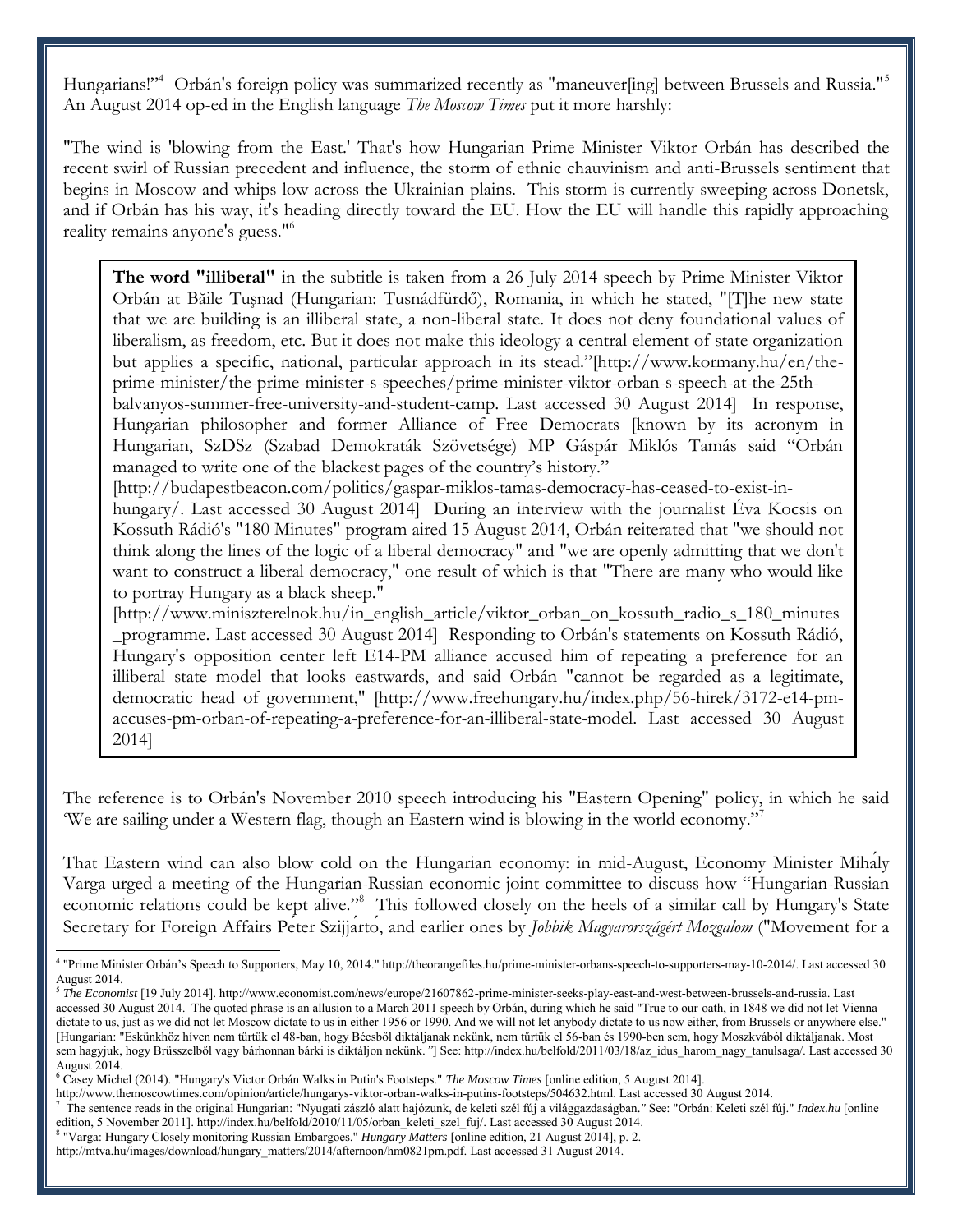Hungarians!"[4] Orbán's foreign policy was summarized recently as "maneuver[ing] between Brussels and Russia."[5] An August 2014 op-ed in the English language *The Moscow Times* put it more harshly:

"The wind is 'blowing from the East.' That's how Hungarian Prime Minister Viktor Orbán has described the recent swirl of Russian precedent and influence, the storm of ethnic chauvinism and anti-Brussels sentiment that begins in Moscow and whips low across the Ukrainian plains. This storm is currently sweeping across Donetsk, and if Orbán has his way, it's heading directly toward the EU. How the EU will handle this rapidly approaching reality remains anyone's guess."[6]

> **The word "illiberal"** in the subtitle is taken from a 26 July 2014 speech by Prime Minister Viktor Orbán at Băile Tuşnad (Hungarian: Tusnádfürdő), Romania, in which he stated, "[T]he new state that we are building is an illiberal state, a non-liberal state. It does not deny foundational values of liberalism, as freedom, etc. But it does not make this ideology a central element of state organization but applies a specific, national, particular approach in its stead."[http://www.kormany.hu/en/the-prime-minister/the-prime-minister-s-speeches/prime-minister-viktor-orban-s-speech-at-the-25th-balvanyos-summer-free-university-and-student-camp. Last accessed 30 August 2014] In response, Hungarian philosopher and former Alliance of Free Democrats [known by its acronym in Hungarian, SzDSz (Szabad Demokraták Szövetsége) MP Gáspár Miklós Tamás said "Orbán managed to write one of the blackest pages of the country's history." [http://budapestbeacon.com/politics/gaspar-miklos-tamas-democracy-has-ceased-to-exist-in-hungary/. Last accessed 30 August 2014] During an interview with the journalist Éva Kocsis on Kossuth Rádió's "180 Minutes" program aired 15 August 2014, Orbán reiterated that "we should not think along the lines of the logic of a liberal democracy" and "we are openly admitting that we don't want to construct a liberal democracy," one result of which is that "There are many who would like to portray Hungary as a black sheep." [http://www.miniszterelnok.hu/in_english_article/viktor_orban_on_kossuth_radio_s_180_minutes_programme. Last accessed 30 August 2014] Responding to Orbán's statements on Kossuth Rádió, Hungary's opposition center left E14-PM alliance accused him of repeating a preference for an illiberal state model that looks eastwards, and said Orbán "cannot be regarded as a legitimate, democratic head of government," [http://www.freehungary.hu/index.php/56-hirek/3172-e14-pm-accuses-pm-orban-of-repeating-a-preference-for-an-illiberal-state-model. Last accessed 30 August 2014]

The reference is to Orbán's November 2010 speech introducing his "Eastern Opening" policy, in which he said 'We are sailing under a Western flag, though an Eastern wind is blowing in the world economy.'"[7]

That Eastern wind can also blow cold on the Hungarian economy: in mid-August, Economy Minister Mihály Varga urged a meeting of the Hungarian-Russian economic joint committee to discuss how "Hungarian-Russian economic relations could be kept alive."[8] This followed closely on the heels of a similar call by Hungary's State Secretary for Foreign Affairs Péter Szijjártó, and earlier ones by *Jobbik Magyarországért Mozgalom* ("Movement for a

---

[4] "Prime Minister Orbán's Speech to Supporters, May 10, 2014." http://theorangefiles.hu/prime-minister-orbans-speech-to-supporters-may-10-2014/. Last accessed 30 August 2014.

[5] *The Economist* [19 July 2014]. http://www.economist.com/news/europe/21607862-prime-minister-seeks-play-east-and-west-between-brussels-and-russia. Last accessed 30 August 2014. The quoted phrase is an allusion to a March 2011 speech by Orbán, during which he said "True to our oath, in 1848 we did not let Vienna dictate to us, just as we did not let Moscow dictate to us in either 1956 or 1990. And we will not let anybody dictate to us now either, from Brussels or anywhere else." [Hungarian: "Eskünkhöz híven nem tűrtük el 48-ban, hogy Bécsből diktáljanak nekünk, nem tűrtük el 56-ban és 1990-ben sem, hogy Moszkvából diktáljanak. Most sem hagyjuk, hogy Brüsszelből vagy bárhonnan bárki is diktáljon nekünk.*"*] See: http://index.hu/belfold/2011/03/18/az_idus_harom_nagy_tanulsaga/. Last accessed 30 August 2014.

[6] Casey Michel (2014). "Hungary's Victor Orbán Walks in Putin's Footsteps." *The Moscow Times* [online edition, 5 August 2014]. http://www.themoscowtimes.com/opinion/article/hungarys-viktor-orban-walks-in-putins-footsteps/504632.html. Last accessed 30 August 2014.

[7] The sentence reads in the original Hungarian: "Nyugati zászló alatt hajózunk, de keleti szél fúj a világgazdaságban.*"* See: "Orbán: Keleti szél fúj." *Index.hu* [online edition, 5 November 2011]. http://index.hu/belfold/2010/11/05/orban_keleti_szel_fuj/. Last accessed 30 August 2014.

[8] "Varga: Hungary Closely monitoring Russian Embargoes." *Hungary Matters* [online edition, 21 August 2014], p. 2. http://mtva.hu/images/download/hungary_matters/2014/afternoon/hm0821pm.pdf. Last accessed 31 August 2014.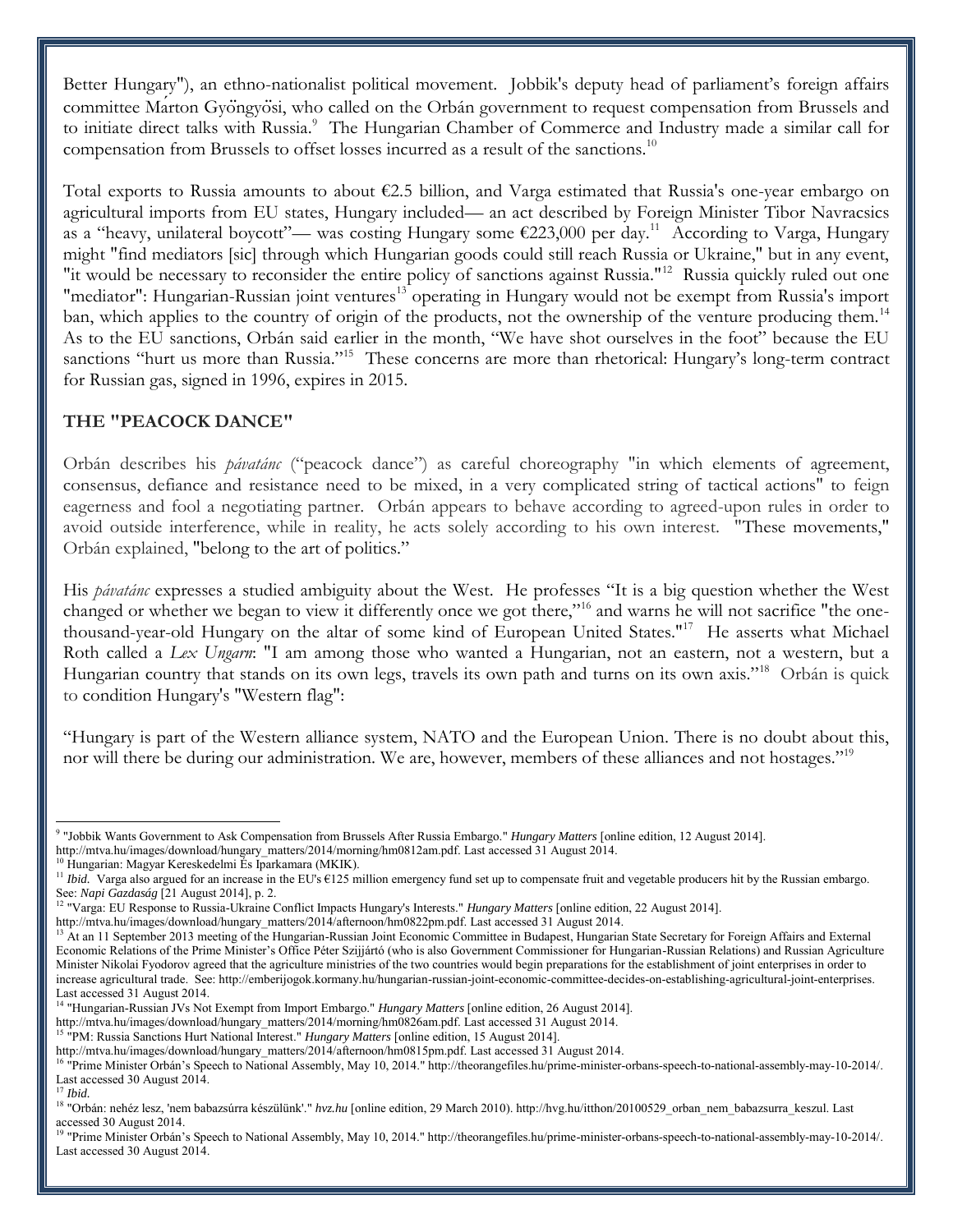Better Hungary"), an ethno-nationalist political movement. Jobbik's deputy head of parliament's foreign affairs committee Márton Gyöngyösi, who called on the Orbán government to request compensation from Brussels and to initiate direct talks with Russia.[9] The Hungarian Chamber of Commerce and Industry made a similar call for compensation from Brussels to offset losses incurred as a result of the sanctions.[10]

Total exports to Russia amounts to about €2.5 billion, and Varga estimated that Russia's one-year embargo on agricultural imports from EU states, Hungary included— an act described by Foreign Minister Tibor Navracsics as a "heavy, unilateral boycott"— was costing Hungary some €223,000 per day.[11] According to Varga, Hungary might "find mediators [sic] through which Hungarian goods could still reach Russia or Ukraine," but in any event, "it would be necessary to reconsider the entire policy of sanctions against Russia."[12] Russia quickly ruled out one "mediator": Hungarian-Russian joint ventures[13] operating in Hungary would not be exempt from Russia's import ban, which applies to the country of origin of the products, not the ownership of the venture producing them.[14] As to the EU sanctions, Orbán said earlier in the month, "We have shot ourselves in the foot" because the EU sanctions "hurt us more than Russia."[15] These concerns are more than rhetorical: Hungary's long-term contract for Russian gas, signed in 1996, expires in 2015.

## THE "PEACOCK DANCE"

Orbán describes his *pávatánc* ("peacock dance") as careful choreography "in which elements of agreement, consensus, defiance and resistance need to be mixed, in a very complicated string of tactical actions" to feign eagerness and fool a negotiating partner. Orbán appears to behave according to agreed-upon rules in order to avoid outside interference, while in reality, he acts solely according to his own interest. "These movements," Orbán explained, "belong to the art of politics."

His *pávatánc* expresses a studied ambiguity about the West. He professes "It is a big question whether the West changed or whether we began to view it differently once we got there,"[16] and warns he will not sacrifice "the one-thousand-year-old Hungary on the altar of some kind of European United States."[17] He asserts what Michael Roth called a *Lex Ungarn*: "I am among those who wanted a Hungarian, not an eastern, not a western, but a Hungarian country that stands on its own legs, travels its own path and turns on its own axis."[18] Orbán is quick to condition Hungary's "Western flag":

"Hungary is part of the Western alliance system, NATO and the European Union. There is no doubt about this, nor will there be during our administration. We are, however, members of these alliances and not hostages."[19]

---

[9] "Jobbik Wants Government to Ask Compensation from Brussels After Russia Embargo." *Hungary Matters* [online edition, 12 August 2014]. http://mtva.hu/images/download/hungary_matters/2014/morning/hm0812am.pdf. Last accessed 31 August 2014.

[10] Hungarian: Magyar Kereskedelmi És Iparkamara (MKIK).

[11] *Ibid.* Varga also argued for an increase in the EU's €125 million emergency fund set up to compensate fruit and vegetable producers hit by the Russian embargo. See: *Napi Gazdaság* [21 August 2014], p. 2.

[12] "Varga: EU Response to Russia-Ukraine Conflict Impacts Hungary's Interests." *Hungary Matters* [online edition, 22 August 2014]. http://mtva.hu/images/download/hungary_matters/2014/afternoon/hm0822pm.pdf. Last accessed 31 August 2014.

[13] At an 11 September 2013 meeting of the Hungarian-Russian Joint Economic Committee in Budapest, Hungarian State Secretary for Foreign Affairs and External Economic Relations of the Prime Minister's Office Péter Szijjártó (who is also Government Commissioner for Hungarian-Russian Relations) and Russian Agriculture Minister Nikolai Fyodorov agreed that the agriculture ministries of the two countries would begin preparations for the establishment of joint enterprises in order to increase agricultural trade. See: http://emberijogok.kormany.hu/hungarian-russian-joint-economic-committee-decides-on-establishing-agricultural-joint-enterprises. Last accessed 31 August 2014.

[14] "Hungarian-Russian JVs Not Exempt from Import Embargo." *Hungary Matters* [online edition, 26 August 2014]. http://mtva.hu/images/download/hungary_matters/2014/morning/hm0826am.pdf. Last accessed 31 August 2014.

[15] "PM: Russia Sanctions Hurt National Interest." *Hungary Matters* [online edition, 15 August 2014]. http://mtva.hu/images/download/hungary_matters/2014/afternoon/hm0815pm.pdf. Last accessed 31 August 2014.

[16] "Prime Minister Orbán's Speech to National Assembly, May 10, 2014." http://theorangefiles.hu/prime-minister-orbans-speech-to-national-assembly-may-10-2014/. Last accessed 30 August 2014.

[17] *Ibid.*

[18] "Orbán: nehéz lesz, 'nem babazsúrra készülünk'." *hvz.hu* [online edition, 29 March 2010). http://hvg.hu/itthon/20100529_orban_nem_babazsurra_keszul. Last accessed 30 August 2014.

[19] "Prime Minister Orbán's Speech to National Assembly, May 10, 2014." http://theorangefiles.hu/prime-minister-orbans-speech-to-national-assembly-may-10-2014/. Last accessed 30 August 2014.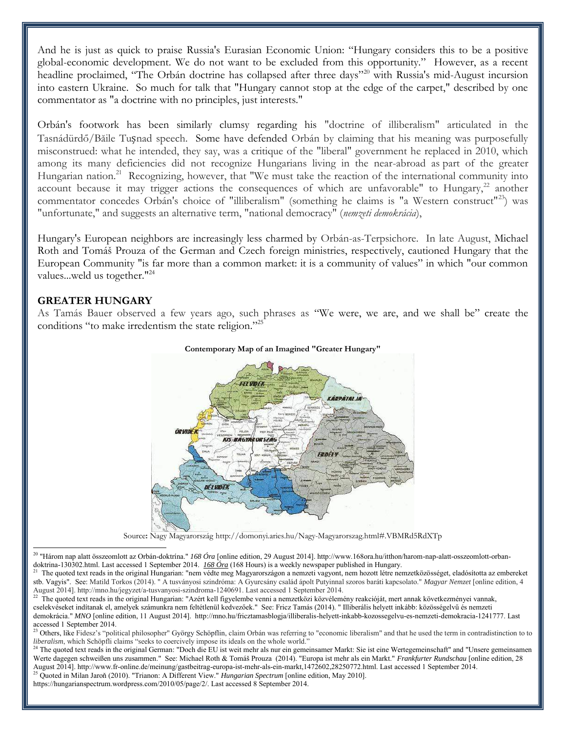And he is just as quick to praise Russia's Eurasian Economic Union: "Hungary considers this to be a positive global-economic development. We do not want to be excluded from this opportunity." However, as a recent headline proclaimed, "The Orbán doctrine has collapsed after three days"[20] with Russia's mid-August incursion into eastern Ukraine. So much for talk that "Hungary cannot stop at the edge of the carpet," described by one commentator as "a doctrine with no principles, just interests."

Orbán's footwork has been similarly clumsy regarding his "doctrine of illiberalism" articulated in the Tasnádürdő/Băile Tuşnad speech. Some have defended Orbán by claiming that his meaning was purposefully misconstrued: what he intended, they say, was a critique of the "liberal" government he replaced in 2010, which among its many deficiencies did not recognize Hungarians living in the near-abroad as part of the greater Hungarian nation.[21] Recognizing, however, that "We must take the reaction of the international community into account because it may trigger actions the consequences of which are unfavorable" to Hungary,[22] another commentator concedes Orbán's choice of "illiberalism" (something he claims is "a Western construct"[23]) was "unfortunate," and suggests an alternative term, "national democracy" (*nemzeti demokrácia*),

Hungary's European neighbors are increasingly less charmed by Orbán-as-Terpsichore. In late August, Michael Roth and Tomáš Prouza of the German and Czech foreign ministries, respectively, cautioned Hungary that the European Community "is far more than a common market: it is a community of values" in which "our common values...weld us together."[24]

## GREATER HUNGARY

As Tamás Bauer observed a few years ago, such phrases as "We were, we are, and we shall be" create the conditions "to make irredentism the state religion."[25]

**Contemporary Map of an Imagined "Greater Hungary"**

Source: Nagy Magyarország http://domonyi.aries.hu/Nagy-Magyarorszag.html#.VBMRd5RdXTp

---

[20] "Három nap alatt összeomlott az Orbán-doktrína." *168 Óra* [online edition, 29 August 2014]. http://www.168ora.hu/itthon/harom-nap-alatt-osszeomlott-orban-doktrina-130302.html. Last accessed 1 September 2014. *168 Óra* (168 Hours) is a weekly newspaper published in Hungary.

[21] The quoted text reads in the original Hungarian: "nem védte meg Magyarországon a nemzeti vagyont, nem hozott létre nemzetközösséget, eladósította az embereket stb. Vagyis". See: Matild Torkos (2014). " A tusványosi szindróma: A Gyurcsány család ápolt Putyinnal szoros baráti kapcsolato." *Magyar Nemzet* [online edition, 4 August 2014]. http://mno.hu/jegyzet/a-tusvanyosi-szindroma-1240691. Last accessed 1 September 2014.

[22] The quoted text reads in the original Hungarian: "Azért kell figyelembe venni a nemzetközi közvélemény reakcióját, mert annak következményei vannak, cselekvéseket indítanak el, amelyek számunkra nem feltétlenül kedvezőek." See: Fricz Tamás (2014). " Illiberális helyett inkább: közösségelvű és nemzeti demokrácia." *MNO* [online edition, 11 August 2014]. http://mno.hu/fricztamasblogja/illiberalis-helyett-inkabb-kozossegelvu-es-nemzeti-demokracia-1241777. Last accessed 1 September 2014.

[23] Others, like Fidesz's "political philosopher" György Schöpflin, claim Orbán was referring to "economic liberalism" and that he used the term in contradistinction to to *liberalism*, which Schöpfli claims "seeks to coercively impose its ideals on the whole world."

[24] The quoted text reads in the original German: "Doch die EU ist weit mehr als nur ein gemeinsamer Markt: Sie ist eine Wertegemeinschaft" and "Unsere gemeinsamen Werte dagegen schweißen uns zusammen." See: Michael Roth & Tomáš Prouza (2014). "Europa ist mehr als ein Markt." *Frankfurter Rundschau* [online edition, 28 August 2014]. http://www.fr-online.de/meinung/gastbeitrag-europa-ist-mehr-als-ein-markt,1472602,28250772.html. Last accessed 1 September 2014.

[25] Quoted in Milan Jaroň (2010). "Trianon: A Different View." *Hungarian Spectrum* [online edition, May 2010]. https://hungarianspectrum.wordpress.com/2010/05/page/2/. Last accessed 8 September 2014.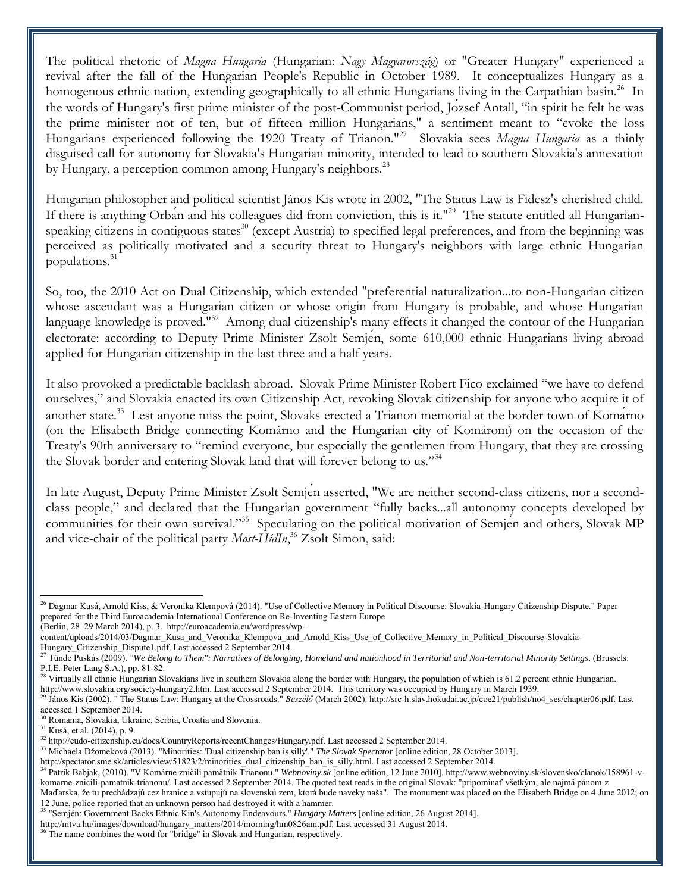The political rhetoric of *Magna Hungaria* (Hungarian: *Nagy Magyarország*) or "Greater Hungary" experienced a revival after the fall of the Hungarian People's Republic in October 1989. It conceptualizes Hungary as a homogenous ethnic nation, extending geographically to all ethnic Hungarians living in the Carpathian basin.[26] In the words of Hungary's first prime minister of the post-Communist period, József Antall, "in spirit he felt he was the prime minister not of ten, but of fifteen million Hungarians," a sentiment meant to "evoke the loss Hungarians experienced following the 1920 Treaty of Trianon."[27] Slovakia sees *Magna Hungaria* as a thinly disguised call for autonomy for Slovakia's Hungarian minority, intended to lead to southern Slovakia's annexation by Hungary, a perception common among Hungary's neighbors.[28]

Hungarian philosopher and political scientist János Kis wrote in 2002, "The Status Law is Fidesz's cherished child. If there is anything Orbán and his colleagues did from conviction, this is it."[29] The statute entitled all Hungarian-speaking citizens in contiguous states[30] (except Austria) to specified legal preferences, and from the beginning was perceived as politically motivated and a security threat to Hungary's neighbors with large ethnic Hungarian populations.[31]

So, too, the 2010 Act on Dual Citizenship, which extended "preferential naturalization...to non-Hungarian citizen whose ascendant was a Hungarian citizen or whose origin from Hungary is probable, and whose Hungarian language knowledge is proved."[32] Among dual citizenship's many effects it changed the contour of the Hungarian electorate: according to Deputy Prime Minister Zsolt Semjén, some 610,000 ethnic Hungarians living abroad applied for Hungarian citizenship in the last three and a half years.

It also provoked a predictable backlash abroad. Slovak Prime Minister Robert Fico exclaimed "we have to defend ourselves," and Slovakia enacted its own Citizenship Act, revoking Slovak citizenship for anyone who acquire it of another state.[33] Lest anyone miss the point, Slovaks erected a Trianon memorial at the border town of Komárno (on the Elisabeth Bridge connecting Komárno and the Hungarian city of Komárom) on the occasion of the Treaty's 90th anniversary to "remind everyone, but especially the gentlemen from Hungary, that they are crossing the Slovak border and entering Slovak land that will forever belong to us."[34]

In late August, Deputy Prime Minister Zsolt Semjén asserted, "We are neither second-class citizens, nor a second-class people," and declared that the Hungarian government "fully backs...all autonomy concepts developed by communities for their own survival."[35] Speculating on the political motivation of Semjén and others, Slovak MP and vice-chair of the political party *Most-HídIn*,[36] Zsolt Simon, said:

---

[26] Dagmar Kusá, Arnold Kiss, & Veronika Klempová (2014). "Use of Collective Memory in Political Discourse: Slovakia-Hungary Citizenship Dispute." Paper prepared for the Third Euroacademia International Conference on Re-Inventing Eastern Europe (Berlin, 28–29 March 2014), p. 3. http://euroacademia.eu/wordpress/wp-content/uploads/2014/03/Dagmar_Kusa_and_Veronika_Klempova_and_Arnold_Kiss_Use_of_Collective_Memory_in_Political_Discourse-Slovakia-Hungary_Citizenship_Dispute1.pdf. Last accessed 2 September 2014.

[27] Tünde Puskás (2009). *"We Belong to Them": Narratives of Belonging, Homeland and nationhood in Territorial and Non-territorial Minority Settings*. (Brussels: P.I.E. Peter Lang S.A.), pp. 81-82.

[28] Virtually all ethnic Hungarian Slovakians live in southern Slovakia along the border with Hungary, the population of which is 61.2 percent ethnic Hungarian. http://www.slovakia.org/society-hungary2.htm. Last accessed 2 September 2014. This territory was occupied by Hungary in March 1939.

[29] János Kis (2002). " The Status Law: Hungary at the Crossroads." *Beszélő* (March 2002). http://src-h.slav.hokudai.ac.jp/coe21/publish/no4_ses/chapter06.pdf. Last accessed 1 September 2014.

[30] Romania, Slovakia, Ukraine, Serbia, Croatia and Slovenia.

[31] Kusá, et al. (2014), p. 9.

[32] http://eudo-citizenship.eu/docs/CountryReports/recentChanges/Hungary.pdf. Last accessed 2 September 2014.

[33] Michaela Džomeková (2013). "Minorities: 'Dual citizenship ban is silly'." *The Slovak Spectator* [online edition, 28 October 2013]. http://spectator.sme.sk/articles/view/51823/2/minorities_dual_citizenship_ban_is_silly.html. Last accessed 2 September 2014.

[34] Patrik Babjak, (2010). "V Komárne zničili pamätník Trianonu." *Webnoviny.sk* [online edition, 12 June 2010]. http://www.webnoviny.sk/slovensko/clanok/158961-v-komarne-znicili-pamatnik-trianonu/. Last accessed 2 September 2014. The quoted text reads in the original Slovak: "pripomínať všetkým, ale najmä pánom z Maďarska, že tu prechádzajú cez hranice a vstupujú na slovenskú zem, ktorá bude naveky naša". The monument was placed on the Elisabeth Bridge on 4 June 2012; on 12 June, police reported that an unknown person had destroyed it with a hammer.

[35] "Semjén: Government Backs Ethnic Kin's Autonomy Endeavours." *Hungary Matters* [online edition, 26 August 2014]. http://mtva.hu/images/download/hungary_matters/2014/morning/hm0826am.pdf. Last accessed 31 August 2014.

[36] The name combines the word for "bridge" in Slovak and Hungarian, respectively.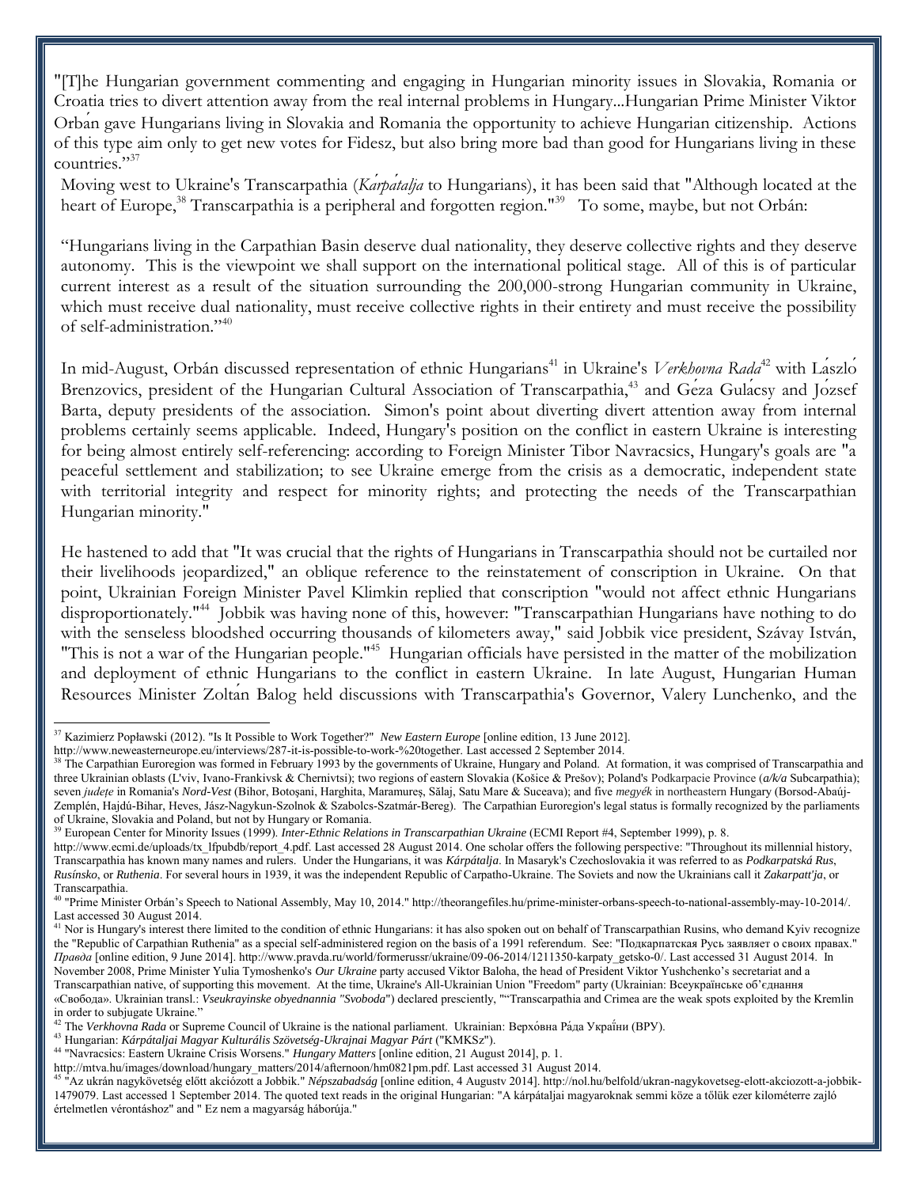"[T]he Hungarian government commenting and engaging in Hungarian minority issues in Slovakia, Romania or Croatia tries to divert attention away from the real internal problems in Hungary...Hungarian Prime Minister Viktor Orbán gave Hungarians living in Slovakia and Romania the opportunity to achieve Hungarian citizenship. Actions of this type aim only to get new votes for Fidesz, but also bring more bad than good for Hungarians living in these countries."[37]

Moving west to Ukraine's Transcarpathia (*Kárpátalja* to Hungarians), it has been said that "Although located at the heart of Europe,[38] Transcarpathia is a peripheral and forgotten region."[39] To some, maybe, but not Orbán:

"Hungarians living in the Carpathian Basin deserve dual nationality, they deserve collective rights and they deserve autonomy. This is the viewpoint we shall support on the international political stage. All of this is of particular current interest as a result of the situation surrounding the 200,000-strong Hungarian community in Ukraine, which must receive dual nationality, must receive collective rights in their entirety and must receive the possibility of self-administration."[40]

In mid-August, Orbán discussed representation of ethnic Hungarians[41] in Ukraine's *Verkhovna Rada*[42] with László Brenzovics, president of the Hungarian Cultural Association of Transcarpathia,[43] and Géza Gulácsy and József Barta, deputy presidents of the association. Simon's point about diverting divert attention away from internal problems certainly seems applicable. Indeed, Hungary's position on the conflict in eastern Ukraine is interesting for being almost entirely self-referencing: according to Foreign Minister Tibor Navracsics, Hungary's goals are "a peaceful settlement and stabilization; to see Ukraine emerge from the crisis as a democratic, independent state with territorial integrity and respect for minority rights; and protecting the needs of the Transcarpathian Hungarian minority."

He hastened to add that "It was crucial that the rights of Hungarians in Transcarpathia should not be curtailed nor their livelihoods jeopardized," an oblique reference to the reinstatement of conscription in Ukraine. On that point, Ukrainian Foreign Minister Pavel Klimkin replied that conscription "would not affect ethnic Hungarians disproportionately."[44] Jobbik was having none of this, however: "Transcarpathian Hungarians have nothing to do with the senseless bloodshed occurring thousands of kilometers away," said Jobbik vice president, Szávay István, "This is not a war of the Hungarian people."[45] Hungarian officials have persisted in the matter of the mobilization and deployment of ethnic Hungarians to the conflict in eastern Ukraine. In late August, Hungarian Human Resources Minister Zoltán Balog held discussions with Transcarpathia's Governor, Valery Lunchenko, and the

---

[37] Kazimierz Popławski (2012). "Is It Possible to Work Together?" *New Eastern Europe* [online edition, 13 June 2012]. http://www.neweasterneurope.eu/interviews/287-it-is-possible-to-work-%20together. Last accessed 2 September 2014.

[38] The Carpathian Euroregion was formed in February 1993 by the governments of Ukraine, Hungary and Poland. At formation, it was comprised of Transcarpathia and three Ukrainian oblasts (L'viv, Ivano-Frankivsk & Chernivtsi); two regions of eastern Slovakia (Košice & Prešov); Poland's Podkarpacie Province (*a/k/a* Subcarpathia); seven *județe* in Romania's *Nord-Vest* (Bihor, Botoșani, Harghita, Maramureș, Sălaj, Satu Mare & Suceava); and five *megyék* in northeastern Hungary (Borsod-Abaúj-Zemplén, Hajdú-Bihar, Heves, Jász-Nagykun-Szolnok & Szabolcs-Szatmár-Bereg). The Carpathian Euroregion's legal status is formally recognized by the parliaments of Ukraine, Slovakia and Poland, but not by Hungary or Romania.

[39] European Center for Minority Issues (1999). *Inter-Ethnic Relations in Transcarpathian Ukraine* (ECMI Report #4, September 1999), p. 8. http://www.ecmi.de/uploads/tx_lfpubdb/report_4.pdf. Last accessed 28 August 2014. One scholar offers the following perspective: "Throughout its millennial history, Transcarpathia has known many names and rulers. Under the Hungarians, it was *Kárpátalja*. In Masaryk's Czechoslovakia it was referred to as *Podkarpatská Rus*, *Rusínsko*, or *Ruthenia*. For several hours in 1939, it was the independent Republic of Carpatho-Ukraine. The Soviets and now the Ukrainians call it *Zakarpatt'ja*, or Transcarpathia.

[40] "Prime Minister Orbán's Speech to National Assembly, May 10, 2014." http://theorangefiles.hu/prime-minister-orbans-speech-to-national-assembly-may-10-2014/. Last accessed 30 August 2014.

[41] Nor is Hungary's interest there limited to the condition of ethnic Hungarians: it has also spoken out on behalf of Transcarpathian Rusins, who demand Kyiv recognize the "Republic of Carpathian Ruthenia" as a special self-administered region on the basis of a 1991 referendum. See: "Подкарпатская Русь заявляет о своих правах." *Правда* [online edition, 9 June 2014]. http://www.pravda.ru/world/formerussr/ukraine/09-06-2014/1211350-karpaty_getsko-0/. Last accessed 31 August 2014. In November 2008, Prime Minister Yulia Tymoshenko's *Our Ukraine* party accused Viktor Baloha, the head of President Viktor Yushchenko's secretariat and a Transcarpathian native, of supporting this movement. At the time, Ukraine's All-Ukrainian Union "Freedom" party (Ukrainian: Всеукраїнське об'єднання «Свобода». Ukrainian transl.: *Vseukrayinske obyednannia "Svoboda"*) declared presciently, ""Transcarpathia and Crimea are the weak spots exploited by the Kremlin in order to subjugate Ukraine."

[42] The *Verkhovna Rada* or Supreme Council of Ukraine is the national parliament. Ukrainian: Верхо́вна Ра́да Украї́ни (ВРУ).

[43] Hungarian: *Kárpátaljai Magyar Kulturális Szövetség-Ukrajnai Magyar Párt* ("KMKSz").

[44] "Navracsics: Eastern Ukraine Crisis Worsens." *Hungary Matters* [online edition, 21 August 2014], p. 1. http://mtva.hu/images/download/hungary_matters/2014/afternoon/hm0821pm.pdf. Last accessed 31 August 2014.

[45] "Az ukrán nagykövetség előtt akciózott a Jobbik." *Népszabadság* [online edition, 4 Augustv 2014]. http://nol.hu/belfold/ukran-nagykovetseg-elott-akciozott-a-jobbik-1479079. Last accessed 1 September 2014. The quoted text reads in the original Hungarian: "A kárpátaljai magyaroknak semmi köze a tőlük ezer kilométerre zajló értelmetlen vérontáshoz" and " Ez nem a magyarság háborúja."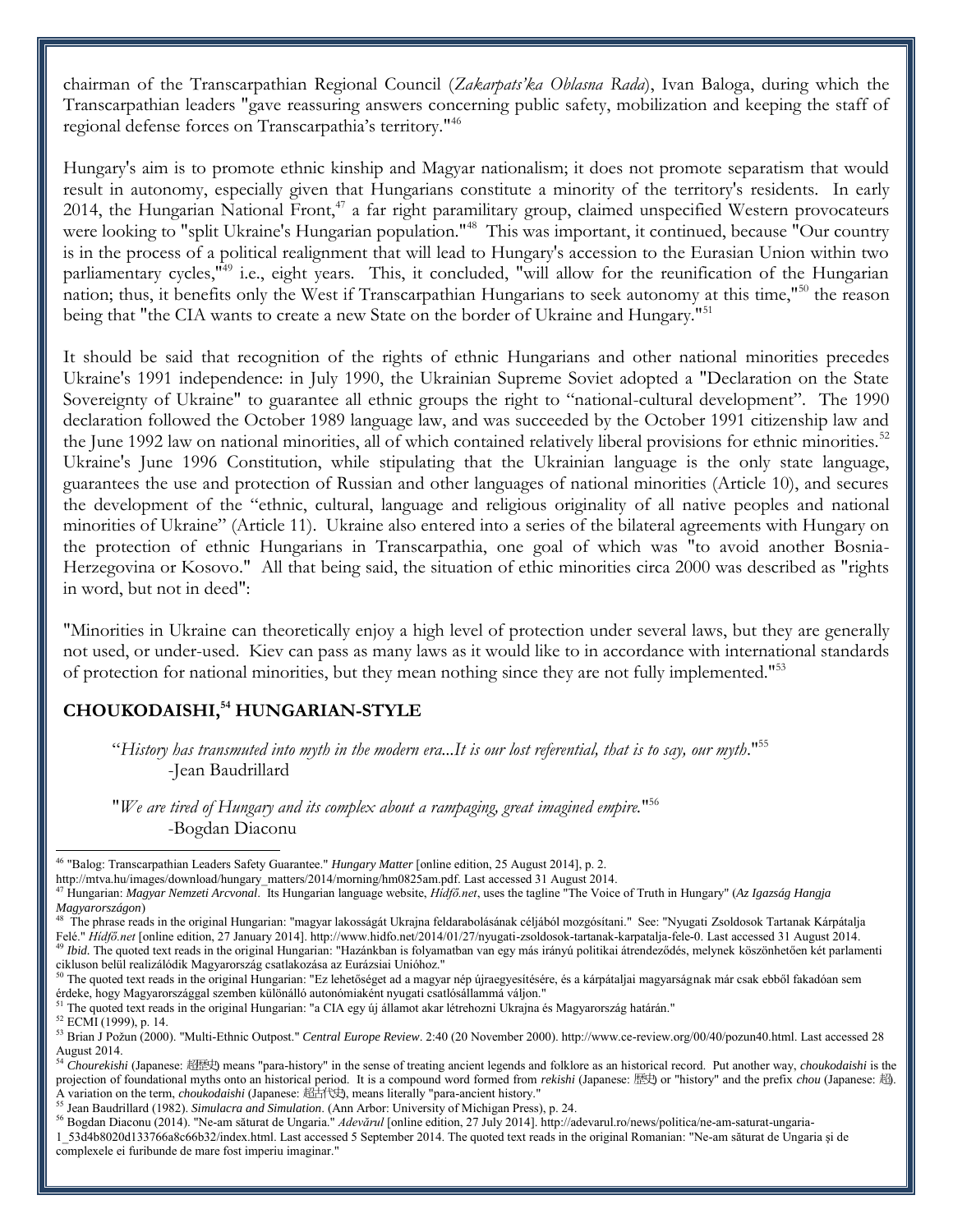chairman of the Transcarpathian Regional Council (*Zakarpats'ka Oblasna Rada*), Ivan Baloga, during which the Transcarpathian leaders "gave reassuring answers concerning public safety, mobilization and keeping the staff of regional defense forces on Transcarpathia's territory."[46]

Hungary's aim is to promote ethnic kinship and Magyar nationalism; it does not promote separatism that would result in autonomy, especially given that Hungarians constitute a minority of the territory's residents. In early 2014, the Hungarian National Front,[47] a far right paramilitary group, claimed unspecified Western provocateurs were looking to "split Ukraine's Hungarian population."[48] This was important, it continued, because "Our country is in the process of a political realignment that will lead to Hungary's accession to the Eurasian Union within two parliamentary cycles,"[49] i.e., eight years. This, it concluded, "will allow for the reunification of the Hungarian nation; thus, it benefits only the West if Transcarpathian Hungarians to seek autonomy at this time,"[50] the reason being that "the CIA wants to create a new State on the border of Ukraine and Hungary."[51]

It should be said that recognition of the rights of ethnic Hungarians and other national minorities precedes Ukraine's 1991 independence: in July 1990, the Ukrainian Supreme Soviet adopted a "Declaration on the State Sovereignty of Ukraine" to guarantee all ethnic groups the right to "national-cultural development". The 1990 declaration followed the October 1989 language law, and was succeeded by the October 1991 citizenship law and the June 1992 law on national minorities, all of which contained relatively liberal provisions for ethnic minorities.[52] Ukraine's June 1996 Constitution, while stipulating that the Ukrainian language is the only state language, guarantees the use and protection of Russian and other languages of national minorities (Article 10), and secures the development of the "ethnic, cultural, language and religious originality of all native peoples and national minorities of Ukraine" (Article 11). Ukraine also entered into a series of the bilateral agreements with Hungary on the protection of ethnic Hungarians in Transcarpathia, one goal of which was "to avoid another Bosnia-Herzegovina or Kosovo." All that being said, the situation of ethic minorities circa 2000 was described as "rights in word, but not in deed":

"Minorities in Ukraine can theoretically enjoy a high level of protection under several laws, but they are generally not used, or under-used. Kiev can pass as many laws as it would like to in accordance with international standards of protection for national minorities, but they mean nothing since they are not fully implemented."[53]

## CHOUKODAISHI,[54] HUNGARIAN-STYLE

> "*History has transmuted into myth in the modern era...It is our lost referential, that is to say, our myth*."[55]
> -Jean Baudrillard

> "*We are tired of Hungary and its complex about a rampaging, great imagined empire.*"[56]
> -Bogdan Diaconu

---

[46] "Balog: Transcarpathian Leaders Safety Guarantee." *Hungary Matter* [online edition, 25 August 2014], p. 2. http://mtva.hu/images/download/hungary_matters/2014/morning/hm0825am.pdf. Last accessed 31 August 2014.

[47] Hungarian: *Magyar Nemzeti Arcvonal*. Its Hungarian language website, *Hídfő.net*, uses the tagline "The Voice of Truth in Hungary" (*Az Igazság Hangja Magyarországon*)

[48] The phrase reads in the original Hungarian: "magyar lakosságát Ukrajna feldarabolásának céljából mozgósítani." See: "Nyugati Zsoldosok Tartanak Kárpátalja Felé." *Hídfő.net* [online edition, 27 January 2014]. http://www.hidfo.net/2014/01/27/nyugati-zsoldosok-tartanak-karpatalja-fele-0. Last accessed 31 August 2014.

[49] *Ibid*. The quoted text reads in the original Hungarian: "Hazánkban is folyamatban van egy más irányú politikai átrendeződés, melynek köszönhetően két parlamenti cikluson belül realizálódik Magyarország csatlakozása az Eurázsiai Unióhoz."

[50] The quoted text reads in the original Hungarian: "Ez lehetőséget ad a magyar nép újraegyesítésére, és a kárpátaljai magyarságnak már csak ebből fakadóan sem érdeke, hogy Magyarországgal szemben különálló autonómiaként nyugati csatlósállammá váljon."

[51] The quoted text reads in the original Hungarian: "a CIA egy új államot akar létrehozni Ukrajna és Magyarország határán."

[52] ECMI (1999), p. 14.

[53] Brian J Požun (2000). "Multi-Ethnic Outpost." *Central Europe Review*. 2:40 (20 November 2000). http://www.ce-review.org/00/40/pozun40.html. Last accessed 28 August 2014.

[54] *Chourekishi* (Japanese: 超歴史) means "para-history" in the sense of treating ancient legends and folklore as an historical record. Put another way, *choukodaishi* is the projection of foundational myths onto an historical period. It is a compound word formed from *rekishi* (Japanese: 歴史) or "history" and the prefix *chou* (Japanese: 超). A variation on the term, *choukodaishi* (Japanese: 超古代史), means literally "para-ancient history."

[55] Jean Baudrillard (1982). *Simulacra and Simulation*. (Ann Arbor: University of Michigan Press), p. 24.

[56] Bogdan Diaconu (2014). "Ne-am săturat de Ungaria." *Adevărul* [online edition, 27 July 2014]. http://adevarul.ro/news/politica/ne-am-saturat-ungaria-1_53d4b8020d133766a8c66b32/index.html. Last accessed 5 September 2014. The quoted text reads in the original Romanian: "Ne-am săturat de Ungaria şi de complexele ei furibunde de mare fost imperiu imaginar."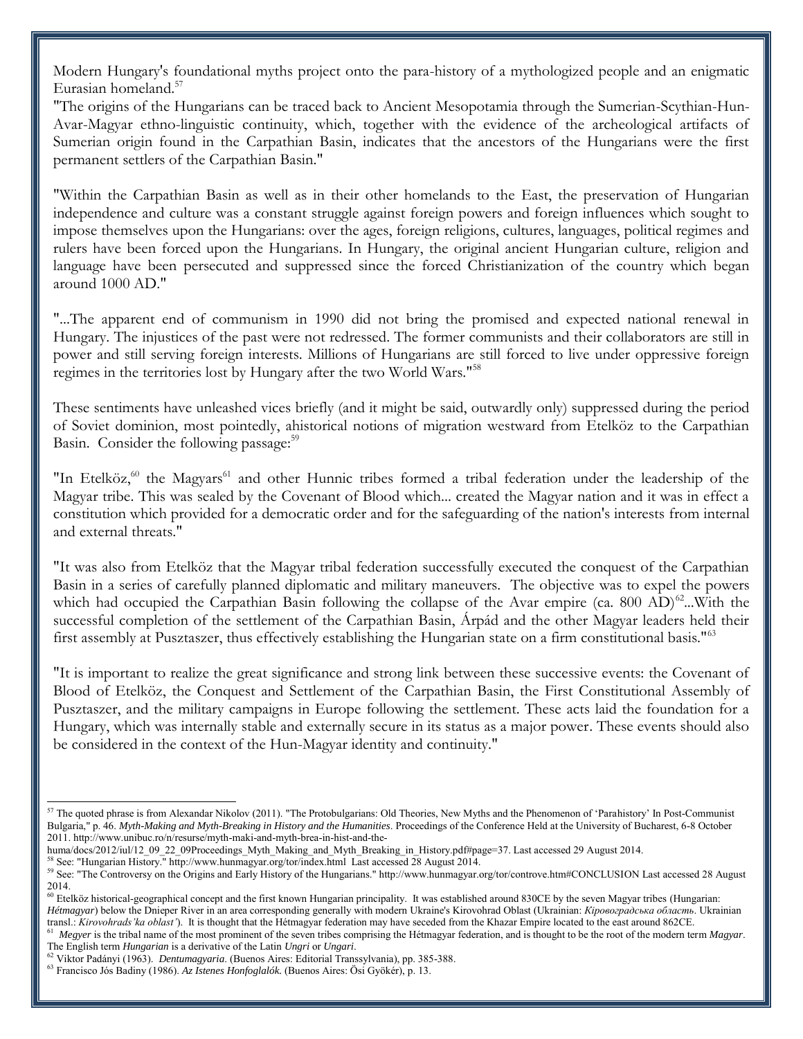Modern Hungary's foundational myths project onto the para-history of a mythologized people and an enigmatic Eurasian homeland.[57]

"The origins of the Hungarians can be traced back to Ancient Mesopotamia through the Sumerian-Scythian-Hun-Avar-Magyar ethno-linguistic continuity, which, together with the evidence of the archeological artifacts of Sumerian origin found in the Carpathian Basin, indicates that the ancestors of the Hungarians were the first permanent settlers of the Carpathian Basin."

"Within the Carpathian Basin as well as in their other homelands to the East, the preservation of Hungarian independence and culture was a constant struggle against foreign powers and foreign influences which sought to impose themselves upon the Hungarians: over the ages, foreign religions, cultures, languages, political regimes and rulers have been forced upon the Hungarians. In Hungary, the original ancient Hungarian culture, religion and language have been persecuted and suppressed since the forced Christianization of the country which began around 1000 AD."

"...The apparent end of communism in 1990 did not bring the promised and expected national renewal in Hungary. The injustices of the past were not redressed. The former communists and their collaborators are still in power and still serving foreign interests. Millions of Hungarians are still forced to live under oppressive foreign regimes in the territories lost by Hungary after the two World Wars."[58]

These sentiments have unleashed vices briefly (and it might be said, outwardly only) suppressed during the period of Soviet dominion, most pointedly, ahistorical notions of migration westward from Etelköz to the Carpathian Basin. Consider the following passage:[59]

"In Etelköz,[60] the Magyars[61] and other Hunnic tribes formed a tribal federation under the leadership of the Magyar tribe. This was sealed by the Covenant of Blood which... created the Magyar nation and it was in effect a constitution which provided for a democratic order and for the safeguarding of the nation's interests from internal and external threats."

"It was also from Etelköz that the Magyar tribal federation successfully executed the conquest of the Carpathian Basin in a series of carefully planned diplomatic and military maneuvers. The objective was to expel the powers which had occupied the Carpathian Basin following the collapse of the Avar empire (ca. 800 AD)[62]...With the successful completion of the settlement of the Carpathian Basin, Árpád and the other Magyar leaders held their first assembly at Pusztaszer, thus effectively establishing the Hungarian state on a firm constitutional basis."[63]

"It is important to realize the great significance and strong link between these successive events: the Covenant of Blood of Etelköz, the Conquest and Settlement of the Carpathian Basin, the First Constitutional Assembly of Pusztaszer, and the military campaigns in Europe following the settlement. These acts laid the foundation for a Hungary, which was internally stable and externally secure in its status as a major power. These events should also be considered in the context of the Hun-Magyar identity and continuity."

---

[57] The quoted phrase is from Alexandar Nikolov (2011). "The Protobulgarians: Old Theories, New Myths and the Phenomenon of 'Parahistory' In Post-Communist Bulgaria," p. 46. *Myth-Making and Myth-Breaking in History and the Humanities*. Proceedings of the Conference Held at the University of Bucharest, 6-8 October 2011. http://www.unibuc.ro/n/resurse/myth-maki-and-myth-brea-in-hist-and-the-huma/docs/2012/iul/12_09_22_09Proceedings_Myth_Making_and_Myth_Breaking_in_History.pdf#page=37. Last accessed 29 August 2014.

[58] See: "Hungarian History." http://www.hunmagyar.org/tor/index.html Last accessed 28 August 2014.

[59] See: "The Controversy on the Origins and Early History of the Hungarians." http://www.hunmagyar.org/tor/controve.htm#CONCLUSION Last accessed 28 August 2014.

[60] Etelköz historical-geographical concept and the first known Hungarian principality. It was established around 830CE by the seven Magyar tribes (Hungarian: *Hétmagyar*) below the Dnieper River in an area corresponding generally with modern Ukraine's Kirovohrad Oblast (Ukrainian: *Кіровоградська область*. Ukrainian transl.: *Kirovohrads'ka oblast'*). It is thought that the Hétmagyar federation may have seceded from the Khazar Empire located to the east around 862CE.

[61] *Megyer* is the tribal name of the most prominent of the seven tribes comprising the Hétmagyar federation, and is thought to be the root of the modern term *Magyar*. The English term *Hungarian* is a derivative of the Latin *Ungri* or *Ungari*.

[62] Viktor Padányi (1963). *Dentumagyaria*. (Buenos Aires: Editorial Transsylvania), pp. 385-388.

[63] Francisco Jós Badiny (1986). *Az Istenes Honfoglalók.* (Buenos Aires: Ősi Gyökér), p. 13.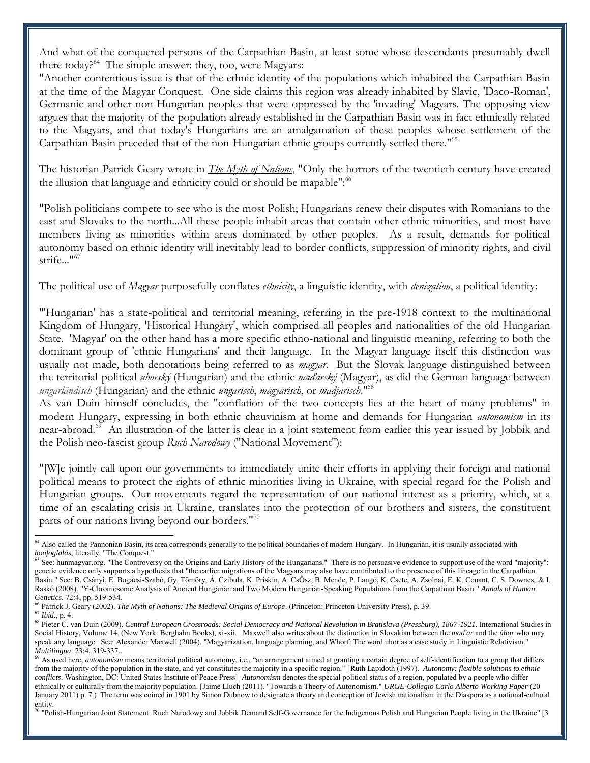And what of the conquered persons of the Carpathian Basin, at least some whose descendants presumably dwell there today?[64] The simple answer: they, too, were Magyars:

"Another contentious issue is that of the ethnic identity of the populations which inhabited the Carpathian Basin at the time of the Magyar Conquest. One side claims this region was already inhabited by Slavic, 'Daco-Roman', Germanic and other non-Hungarian peoples that were oppressed by the 'invading' Magyars. The opposing view argues that the majority of the population already established in the Carpathian Basin was in fact ethnically related to the Magyars, and that today's Hungarians are an amalgamation of these peoples whose settlement of the Carpathian Basin preceded that of the non-Hungarian ethnic groups currently settled there."[65]

The historian Patrick Geary wrote in *The Myth of Nations*, "Only the horrors of the twentieth century have created the illusion that language and ethnicity could or should be mapable":[66]

"Polish politicians compete to see who is the most Polish; Hungarians renew their disputes with Romanians to the east and Slovaks to the north...All these people inhabit areas that contain other ethnic minorities, and most have members living as minorities within areas dominated by other peoples. As a result, demands for political autonomy based on ethnic identity will inevitably lead to border conflicts, suppression of minority rights, and civil strife..."[67]

The political use of *Magyar* purposefully conflates *ethnicity*, a linguistic identity, with *denization*, a political identity:

"'Hungarian' has a state-political and territorial meaning, referring in the pre-1918 context to the multinational Kingdom of Hungary, 'Historical Hungary', which comprised all peoples and nationalities of the old Hungarian State. 'Magyar' on the other hand has a more specific ethno-national and linguistic meaning, referring to both the dominant group of 'ethnic Hungarians' and their language. In the Magyar language itself this distinction was usually not made, both denotations being referred to as *magyar*. But the Slovak language distinguished between the territorial-political *uhorský* (Hungarian) and the ethnic *maďarský* (Magyar), as did the German language between *ungarländisch* (Hungarian) and the ethnic *ungarisch*, *magyarisch*, or *madjarisch*."[68]

As van Duin himself concludes, the "conflation of the two concepts lies at the heart of many problems" in modern Hungary, expressing in both ethnic chauvinism at home and demands for Hungarian *autonomism* in its near-abroad.[69] An illustration of the latter is clear in a joint statement from earlier this year issued by Jobbik and the Polish neo-fascist group *Ruch Narodowy* ("National Movement"):

"[W]e jointly call upon our governments to immediately unite their efforts in applying their foreign and national political means to protect the rights of ethnic minorities living in Ukraine, with special regard for the Polish and Hungarian groups. Our movements regard the representation of our national interest as a priority, which, at a time of an escalating crisis in Ukraine, translates into the protection of our brothers and sisters, the constituent parts of our nations living beyond our borders."[70]

---

[64] Also called the Pannonian Basin, its area corresponds generally to the political boundaries of modern Hungary. In Hungarian, it is usually associated with *honfoglalás*, literally, "The Conquest."

[65] See: hunmagyar.org. "The Controversy on the Origins and Early History of the Hungarians." There is no persuasive evidence to support use of the word "majority": genetic evidence only supports a hypothesis that "the earlier migrations of the Magyars may also have contributed to the presence of this lineage in the Carpathian Basin." See: B. Csányi, E. Bogácsi-Szabó, Gy. Tömöry, Á. Czibula, K. Priskin, A. CsŐsz, B. Mende, P. Langó, K. Csete, A. Zsolnai, E. K. Conant, C. S. Downes, & I. Raskó (2008). "Y-Chromosome Analysis of Ancient Hungarian and Two Modern Hungarian-Speaking Populations from the Carpathian Basin." *Annals of Human Genetics.* 72:4, pp. 519-534.

[66] Patrick J. Geary (2002). *The Myth of Nations: The Medieval Origins of Europe*. (Princeton: Princeton University Press), p. 39.

[67] *Ibid*., p. 4.

[68] Pieter C. van Duin (2009). *Central European Crossroads: Social Democracy and National Revolution in Bratislava (Pressburg), 1867-1921*. International Studies in Social History, Volume 14. (New York: Berghahn Books), xi-xii. Maxwell also writes about the distinction in Slovakian between the *mad'ar* and the *úhor* who may speak any language. See: Alexander Maxwell (2004). "Magyarization, language planning, and Whorf: The word uhor as a case study in Linguistic Relativism." *Multilingua*. 23:4, 319-337..

[69] As used here, *autonomism* means territorial political autonomy, i.e., "an arrangement aimed at granting a certain degree of self-identification to a group that differs from the majority of the population in the state, and yet constitutes the majority in a specific region." [Ruth Lapidoth (1997). *Autonomy: flexible solutions to ethnic conflicts*. Washington, DC: United States Institute of Peace Press] *Autonomism* denotes the special political status of a region, populated by a people who differ ethnically or culturally from the majority population. [Jaime Lluch (2011). "Towards a Theory of Autonomism." *URGE-Collegio Carlo Alberto Working Paper* (20 January 2011) p. 7.) The term was coined in 1901 by Simon Dubnow to designate a theory and conception of Jewish nationalism in the Diaspora as a national-cultural entity.

[70] "Polish-Hungarian Joint Statement: Ruch Narodowy and Jobbik Demand Self-Governance for the Indigenous Polish and Hungarian People living in the Ukraine" [3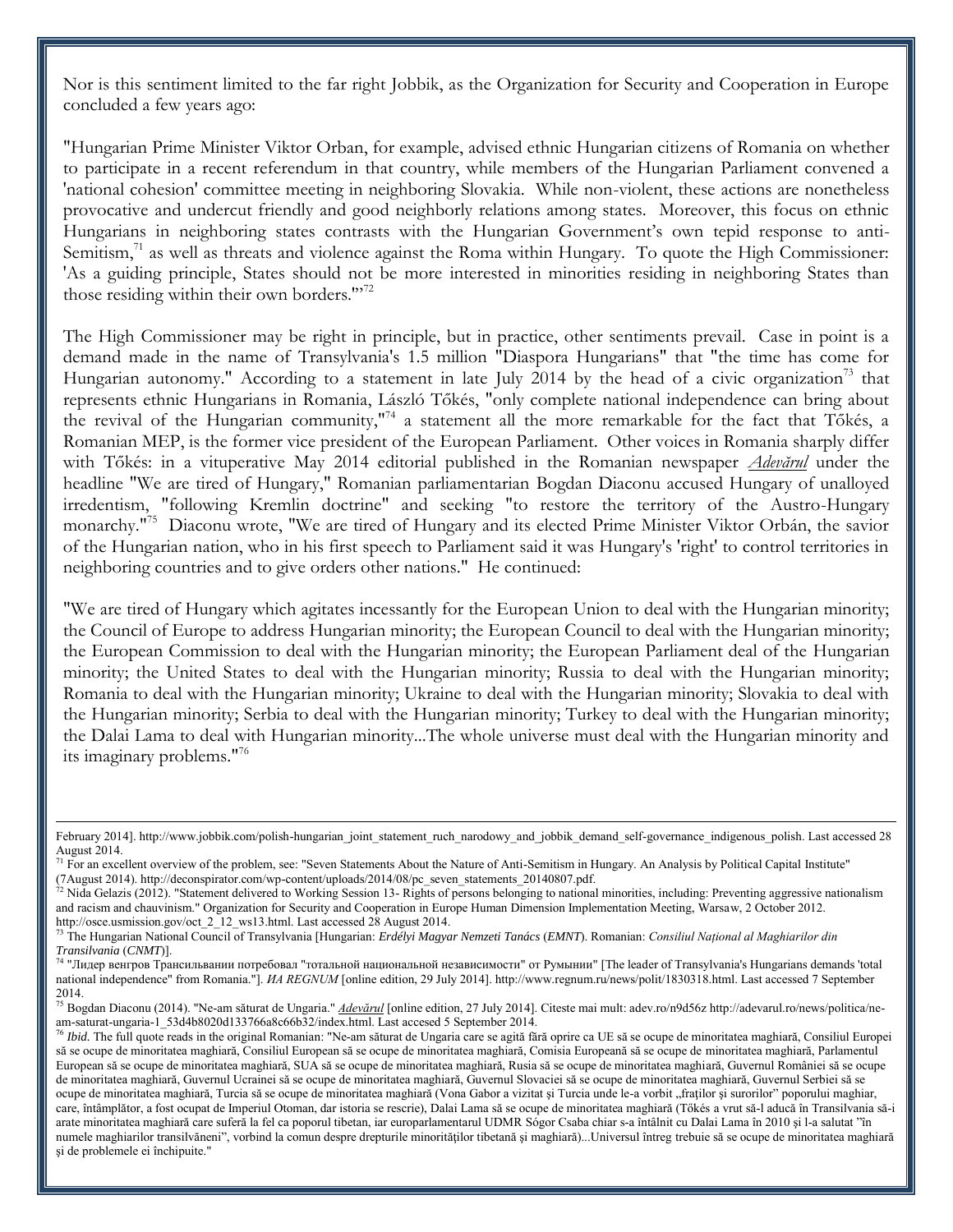Nor is this sentiment limited to the far right Jobbik, as the Organization for Security and Cooperation in Europe concluded a few years ago:

"Hungarian Prime Minister Viktor Orban, for example, advised ethnic Hungarian citizens of Romania on whether to participate in a recent referendum in that country, while members of the Hungarian Parliament convened a 'national cohesion' committee meeting in neighboring Slovakia. While non-violent, these actions are nonetheless provocative and undercut friendly and good neighborly relations among states. Moreover, this focus on ethnic Hungarians in neighboring states contrasts with the Hungarian Government's own tepid response to anti-Semitism,[71] as well as threats and violence against the Roma within Hungary. To quote the High Commissioner: 'As a guiding principle, States should not be more interested in minorities residing in neighboring States than those residing within their own borders.'"[72]

The High Commissioner may be right in principle, but in practice, other sentiments prevail. Case in point is a demand made in the name of Transylvania's 1.5 million "Diaspora Hungarians" that "the time has come for Hungarian autonomy." According to a statement in late July 2014 by the head of a civic organization[73] that represents ethnic Hungarians in Romania, László Tőkés, "only complete national independence can bring about the revival of the Hungarian community,"[74] a statement all the more remarkable for the fact that Tőkés, a Romanian MEP, is the former vice president of the European Parliament. Other voices in Romania sharply differ with Tőkés: in a vituperative May 2014 editorial published in the Romanian newspaper *Adevărul* under the headline "We are tired of Hungary," Romanian parliamentarian Bogdan Diaconu accused Hungary of unalloyed irredentism, "following Kremlin doctrine" and seeking "to restore the territory of the Austro-Hungary monarchy."[75] Diaconu wrote, "We are tired of Hungary and its elected Prime Minister Viktor Orbán, the savior of the Hungarian nation, who in his first speech to Parliament said it was Hungary's 'right' to control territories in neighboring countries and to give orders other nations." He continued:

"We are tired of Hungary which agitates incessantly for the European Union to deal with the Hungarian minority; the Council of Europe to address Hungarian minority; the European Council to deal with the Hungarian minority; the European Commission to deal with the Hungarian minority; the European Parliament deal of the Hungarian minority; the United States to deal with the Hungarian minority; Russia to deal with the Hungarian minority; Romania to deal with the Hungarian minority; Ukraine to deal with the Hungarian minority; Slovakia to deal with the Hungarian minority; Serbia to deal with the Hungarian minority; Turkey to deal with the Hungarian minority; the Dalai Lama to deal with Hungarian minority...The whole universe must deal with the Hungarian minority and its imaginary problems."[76]

---

February 2014]. http://www.jobbik.com/polish-hungarian_joint_statement_ruch_narodowy_and_jobbik_demand_self-governance_indigenous_polish. Last accessed 28 August 2014.

[71] For an excellent overview of the problem, see: "Seven Statements About the Nature of Anti-Semitism in Hungary. An Analysis by Political Capital Institute" (7August 2014). http://deconspirator.com/wp-content/uploads/2014/08/pc_seven_statements_20140807.pdf.

[72] Nida Gelazis (2012). "Statement delivered to Working Session 13- Rights of persons belonging to national minorities, including: Preventing aggressive nationalism and racism and chauvinism." Organization for Security and Cooperation in Europe Human Dimension Implementation Meeting, Warsaw, 2 October 2012. http://osce.usmission.gov/oct_2_12_ws13.html. Last accessed 28 August 2014.

[73] The Hungarian National Council of Transylvania [Hungarian: *Erdélyi Magyar Nemzeti Tanács* (*EMNT*). Romanian: *Consiliul Național al Maghiarilor din Transilvania* (*CNMT*)].

[74] "Лидер венгров Трансильвании потребовал "тотальной национальной независимости" от Румынии" [The leader of Transylvania's Hungarians demands 'total national independence" from Romania."]. *ИА REGNUM* [online edition, 29 July 2014]. http://www.regnum.ru/news/polit/1830318.html. Last accessed 7 September 2014.

[75] Bogdan Diaconu (2014). "Ne-am săturat de Ungaria." *Adevărul* [online edition, 27 July 2014]. Citeste mai mult: adev.ro/n9d56z http://adevarul.ro/news/politica/ne-am-saturat-ungaria-1_53d4b8020d133766a8c66b32/index.html. Last accesed 5 September 2014.

[76] *Ibid*. The full quote reads in the original Romanian: "Ne-am săturat de Ungaria care se agită fără oprire ca UE să se ocupe de minoritatea maghiară, Consiliul Europei să se ocupe de minoritatea maghiară, Consiliul European să se ocupe de minoritatea maghiară, Comisia Europeană să se ocupe de minoritatea maghiară, Parlamentul European să se ocupe de minoritatea maghiară, SUA să se ocupe de minoritatea maghiară, Rusia să se ocupe de minoritatea maghiară, Guvernul României să se ocupe de minoritatea maghiară, Guvernul Ucrainei să se ocupe de minoritatea maghiară, Guvernul Slovaciei să se ocupe de minoritatea maghiară, Guvernul Serbiei să se ocupe de minoritatea maghiară, Turcia să se ocupe de minoritatea maghiară (Vona Gabor a vizitat şi Turcia unde le-a vorbit „fraţilor şi surorilor" poporului maghiar, care, întâmplător, a fost ocupat de Imperiul Otoman, dar istoria se rescrie), Dalai Lama să se ocupe de minoritatea maghiară (Tőkés a vrut să-l aducă în Transilvania să-i arate minoritatea maghiară care suferă la fel ca poporul tibetan, iar europarlamentarul UDMR Sógor Csaba chiar s-a întâlnit cu Dalai Lama în 2010 şi l-a salutat "în numele maghiarilor transilvăneni", vorbind la comun despre drepturile minorităţilor tibetană şi maghiară)...Universul întreg trebuie să se ocupe de minoritatea maghiară şi de problemele ei închipuite."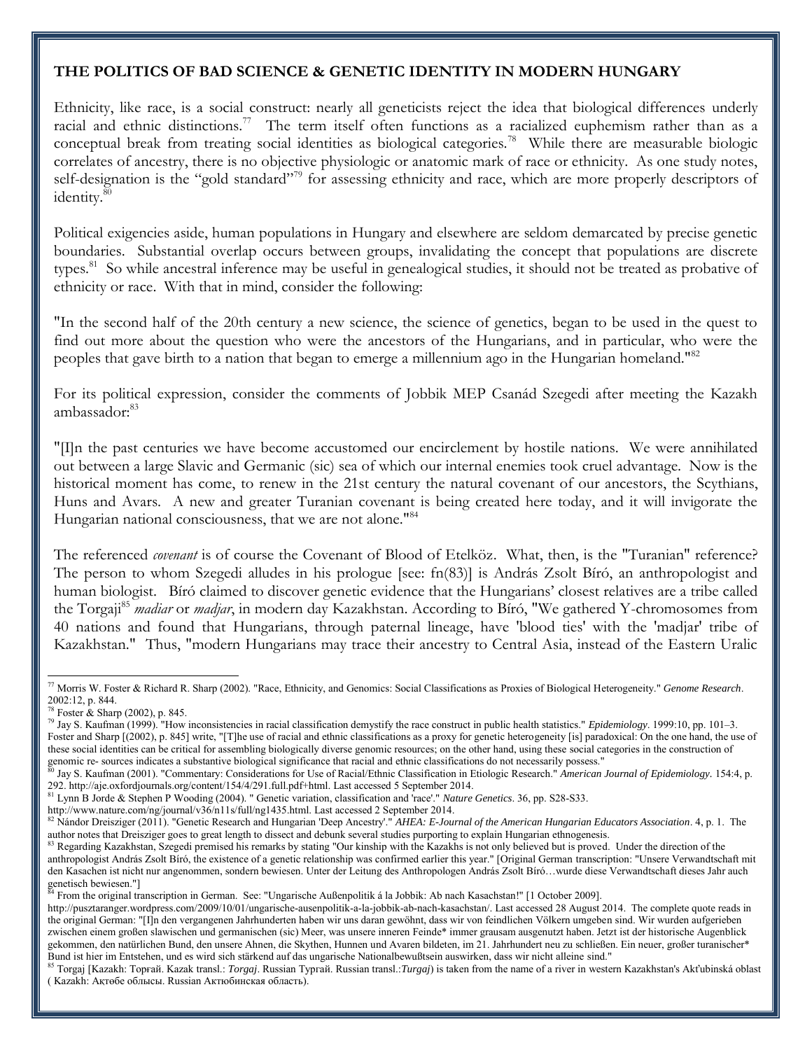## THE POLITICS OF BAD SCIENCE & GENETIC IDENTITY IN MODERN HUNGARY

Ethnicity, like race, is a social construct: nearly all geneticists reject the idea that biological differences underly racial and ethnic distinctions.[77] The term itself often functions as a racialized euphemism rather than as a conceptual break from treating social identities as biological categories.[78] While there are measurable biologic correlates of ancestry, there is no objective physiologic or anatomic mark of race or ethnicity. As one study notes, self-designation is the "gold standard"[79] for assessing ethnicity and race, which are more properly descriptors of identity.[80]

Political exigencies aside, human populations in Hungary and elsewhere are seldom demarcated by precise genetic boundaries. Substantial overlap occurs between groups, invalidating the concept that populations are discrete types.[81] So while ancestral inference may be useful in genealogical studies, it should not be treated as probative of ethnicity or race. With that in mind, consider the following:

"In the second half of the 20th century a new science, the science of genetics, began to be used in the quest to find out more about the question who were the ancestors of the Hungarians, and in particular, who were the peoples that gave birth to a nation that began to emerge a millennium ago in the Hungarian homeland."[82]

For its political expression, consider the comments of Jobbik MEP Csanád Szegedi after meeting the Kazakh ambassador:[83]

"[I]n the past centuries we have become accustomed our encirclement by hostile nations. We were annihilated out between a large Slavic and Germanic (sic) sea of which our internal enemies took cruel advantage. Now is the historical moment has come, to renew in the 21st century the natural covenant of our ancestors, the Scythians, Huns and Avars. A new and greater Turanian covenant is being created here today, and it will invigorate the Hungarian national consciousness, that we are not alone."[84]

The referenced *covenant* is of course the Covenant of Blood of Etelköz. What, then, is the "Turanian" reference? The person to whom Szegedi alludes in his prologue [see: fn(83)] is András Zsolt Bíró, an anthropologist and human biologist. Bíró claimed to discover genetic evidence that the Hungarians' closest relatives are a tribe called the Torgaji[85] *madiar* or *madjar*, in modern day Kazakhstan. According to Bíró, "We gathered Y-chromosomes from 40 nations and found that Hungarians, through paternal lineage, have 'blood ties' with the 'madjar' tribe of Kazakhstan." Thus, "modern Hungarians may trace their ancestry to Central Asia, instead of the Eastern Uralic

---

[77] Morris W. Foster & Richard R. Sharp (2002). "Race, Ethnicity, and Genomics: Social Classifications as Proxies of Biological Heterogeneity." *Genome Research*. 2002:12, p. 844.

[78] Foster & Sharp (2002), p. 845.

[79] Jay S. Kaufman (1999). "How inconsistencies in racial classification demystify the race construct in public health statistics." *Epidemiology*. 1999:10, pp. 101–3. Foster and Sharp [(2002), p. 845] write, "[T]he use of racial and ethnic classifications as a proxy for genetic heterogeneity [is] paradoxical: On the one hand, the use of these social identities can be critical for assembling biologically diverse genomic resources; on the other hand, using these social categories in the construction of genomic re- sources indicates a substantive biological significance that racial and ethnic classifications do not necessarily possess."

[80] Jay S. Kaufman (2001). "Commentary: Considerations for Use of Racial/Ethnic Classification in Etiologic Research." *American Journal of Epidemiology*. 154:4, p. 292. http://aje.oxfordjournals.org/content/154/4/291.full.pdf+html. Last accessed 5 September 2014.

[81] Lynn B Jorde & Stephen P Wooding (2004). " Genetic variation, classification and 'race'." *Nature Genetics*. 36, pp. S28-S33. http://www.nature.com/ng/journal/v36/n11s/full/ng1435.html. Last accessed 2 September 2014.

[82] Nándor Dreisziger (2011). "Genetic Research and Hungarian 'Deep Ancestry'." *AHEA: E-Journal of the American Hungarian Educators Association*. 4, p. 1. The author notes that Dreisziger goes to great length to dissect and debunk several studies purporting to explain Hungarian ethnogenesis.

[83] Regarding Kazakhstan, Szegedi premised his remarks by stating "Our kinship with the Kazakhs is not only believed but is proved. Under the direction of the anthropologist András Zsolt Bíró, the existence of a genetic relationship was confirmed earlier this year." [Original German transcription: "Unsere Verwandtschaft mit den Kasachen ist nicht nur angenommen, sondern bewiesen. Unter der Leitung des Anthropologen András Zsolt Bíró…wurde diese Verwandtschaft dieses Jahr auch genetisch bewiesen."]

[84] From the original transcription in German. See: "Ungarische Außenpolitik á la Jobbik: Ab nach Kasachstan!" [1 October 2009]. http://pusztaranger.wordpress.com/2009/10/01/ungarische-ausenpolitik-a-la-jobbik-ab-nach-kasachstan/. Last accessed 28 August 2014. The complete quote reads in the original German: "[I]n den vergangenen Jahrhunderten haben wir uns daran gewöhnt, dass wir von feindlichen Völkern umgeben sind. Wir wurden aufgerieben zwischen einem großen slawischen und germanischen (sic) Meer, was unsere inneren Feinde* immer grausam ausgenutzt haben. Jetzt ist der historische Augenblick gekommen, den natürlichen Bund, den unsere Ahnen, die Skythen, Hunnen und Avaren bildeten, im 21. Jahrhundert neu zu schließen. Ein neuer, großer turanischer* Bund ist hier im Entstehen, und es wird sich stärkend auf das ungarische Nationalbewußtsein auswirken, dass wir nicht alleine sind."

[85] Torgaj [Kazakh: Торғай. Kazak transl.: *Torgaj*. Russian Тургай. Russian transl.:*Turgaj*) is taken from the name of a river in western Kazakhstan's Akťubinská oblast ( Kazakh: Ақтөбе облысы. Russian Актюбинская область).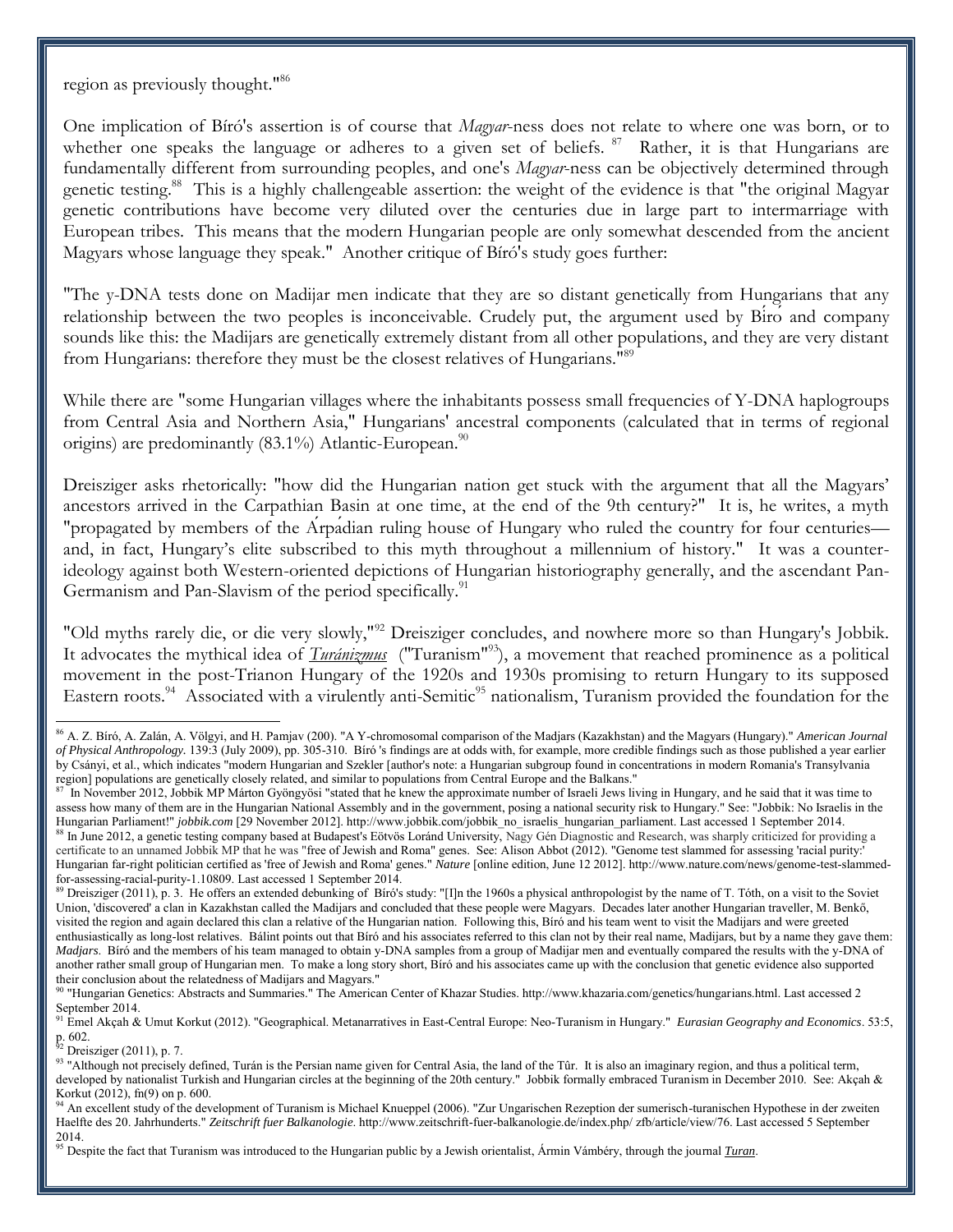region as previously thought."[86]

One implication of Bíró's assertion is of course that *Magyar*-ness does not relate to where one was born, or to whether one speaks the language or adheres to a given set of beliefs. [87] Rather, it is that Hungarians are fundamentally different from surrounding peoples, and one's *Magyar*-ness can be objectively determined through genetic testing.[88] This is a highly challengeable assertion: the weight of the evidence is that "the original Magyar genetic contributions have become very diluted over the centuries due in large part to intermarriage with European tribes. This means that the modern Hungarian people are only somewhat descended from the ancient Magyars whose language they speak." Another critique of Bíró's study goes further:

"The y-DNA tests done on Madijar men indicate that they are so distant genetically from Hungarians that any relationship between the two peoples is inconceivable. Crudely put, the argument used by Bíró and company sounds like this: the Madijars are genetically extremely distant from all other populations, and they are very distant from Hungarians: therefore they must be the closest relatives of Hungarians."[89]

While there are "some Hungarian villages where the inhabitants possess small frequencies of Y-DNA haplogroups from Central Asia and Northern Asia," Hungarians' ancestral components (calculated that in terms of regional origins) are predominantly (83.1%) Atlantic-European.[90]

Dreisziger asks rhetorically: "how did the Hungarian nation get stuck with the argument that all the Magyars' ancestors arrived in the Carpathian Basin at one time, at the end of the 9th century?" It is, he writes, a myth "propagated by members of the Árpádian ruling house of Hungary who ruled the country for four centuries—and, in fact, Hungary's elite subscribed to this myth throughout a millennium of history." It was a counter-ideology against both Western-oriented depictions of Hungarian historiography generally, and the ascendant Pan-Germanism and Pan-Slavism of the period specifically.[91]

"Old myths rarely die, or die very slowly,"[92] Dreisziger concludes, and nowhere more so than Hungary's Jobbik. It advocates the mythical idea of *Turánizmus* ("Turanism"[93]), a movement that reached prominence as a political movement in the post-Trianon Hungary of the 1920s and 1930s promising to return Hungary to its supposed Eastern roots.[94] Associated with a virulently anti-Semitic[95] nationalism, Turanism provided the foundation for the

---

[86] A. Z. Bíró, A. Zalán, A. Völgyi, and H. Pamjav (200). "A Y-chromosomal comparison of the Madjars (Kazakhstan) and the Magyars (Hungary)." *American Journal of Physical Anthropology*. 139:3 (July 2009), pp. 305-310. Bíró 's findings are at odds with, for example, more credible findings such as those published a year earlier by Csányi, et al., which indicates "modern Hungarian and Szekler [author's note: a Hungarian subgroup found in concentrations in modern Romania's Transylvania region] populations are genetically closely related, and similar to populations from Central Europe and the Balkans."

[87] In November 2012, Jobbik MP Márton Gyöngyösi "stated that he knew the approximate number of Israeli Jews living in Hungary, and he said that it was time to assess how many of them are in the Hungarian National Assembly and in the government, posing a national security risk to Hungary." See: "Jobbik: No Israelis in the Hungarian Parliament!" *jobbik.com* [29 November 2012]. http://www.jobbik.com/jobbik_no_israelis_hungarian_parliament. Last accessed 1 September 2014.

[88] In June 2012, a genetic testing company based at Budapest's Eötvös Loránd University, Nagy Gén Diagnostic and Research, was sharply criticized for providing a certificate to an unnamed Jobbik MP that he was "free of Jewish and Roma" genes. See: Alison Abbot (2012). "Genome test slammed for assessing 'racial purity:' Hungarian far-right politician certified as 'free of Jewish and Roma' genes." *Nature* [online edition, June 12 2012]. http://www.nature.com/news/genome-test-slammed-for-assessing-racial-purity-1.10809. Last accessed 1 September 2014.

[89] Dreisziger (2011), p. 3. He offers an extended debunking of Bíró's study: "[I]n the 1960s a physical anthropologist by the name of T. Tóth, on a visit to the Soviet Union, 'discovered' a clan in Kazakhstan called the Madijars and concluded that these people were Magyars. Decades later another Hungarian traveller, M. Benkő, visited the region and again declared this clan a relative of the Hungarian nation. Following this, Bíró and his team went to visit the Madijars and were greeted enthusiastically as long-lost relatives. Bálint points out that Bíró and his associates referred to this clan not by their real name, Madijars, but by a name they gave them: *Madjars*. Bíró and the members of his team managed to obtain y-DNA samples from a group of Madijar men and eventually compared the results with the y-DNA of another rather small group of Hungarian men. To make a long story short, Bíró and his associates came up with the conclusion that genetic evidence also supported their conclusion about the relatedness of Madijars and Magyars."

[90] "Hungarian Genetics: Abstracts and Summaries." The American Center of Khazar Studies. http://www.khazaria.com/genetics/hungarians.html. Last accessed 2 September 2014.

[91] Emel Akçah & Umut Korkut (2012). "Geographical. Metanarratives in East-Central Europe: Neo-Turanism in Hungary." *Eurasian Geography and Economics*. 53:5, p. 602.

[92] Dreisziger (2011), p. 7.

[93] "Although not precisely defined, Turán is the Persian name given for Central Asia, the land of the Tûr. It is also an imaginary region, and thus a political term, developed by nationalist Turkish and Hungarian circles at the beginning of the 20th century." Jobbik formally embraced Turanism in December 2010. See: Akçah & Korkut (2012), fn(9) on p. 600.

[94] An excellent study of the development of Turanism is Michael Knueppel (2006). "Zur Ungarischen Rezeption der sumerisch-turanischen Hypothese in der zweiten Haelfte des 20. Jahrhunderts." *Zeitschrift fuer Balkanologie*. http://www.zeitschrift-fuer-balkanologie.de/index.php/ zfb/article/view/76. Last accessed 5 September 2014.

[95] Despite the fact that Turanism was introduced to the Hungarian public by a Jewish orientalist, Ármin Vámbéry, through the journal *Turan*.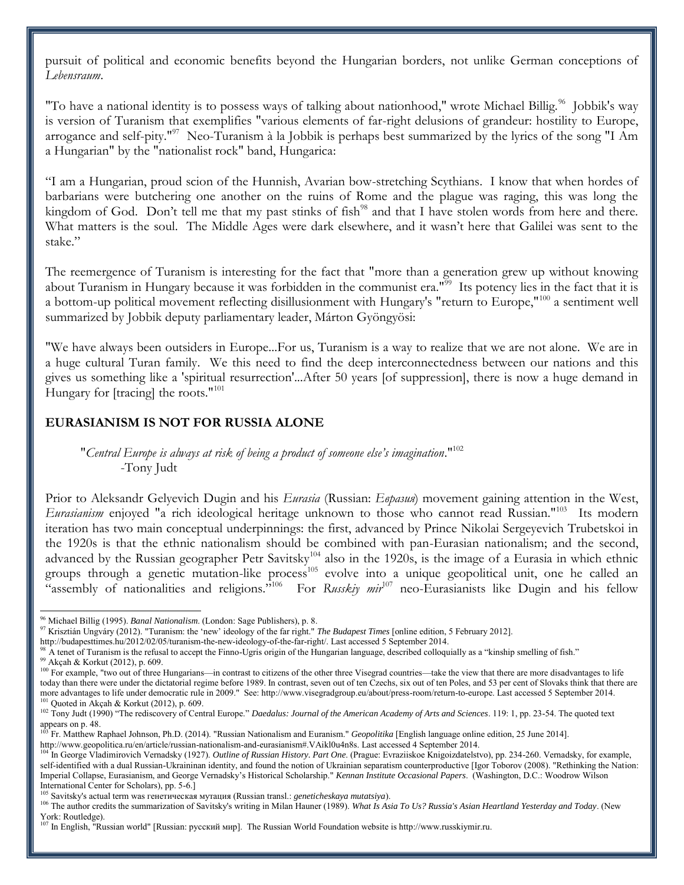pursuit of political and economic benefits beyond the Hungarian borders, not unlike German conceptions of *Lebensraum*.

"To have a national identity is to possess ways of talking about nationhood," wrote Michael Billig.[96] Jobbik's way is version of Turanism that exemplifies "various elements of far-right delusions of grandeur: hostility to Europe, arrogance and self-pity."[97] Neo-Turanism à la Jobbik is perhaps best summarized by the lyrics of the song "I Am a Hungarian" by the "nationalist rock" band, Hungarica:

"I am a Hungarian, proud scion of the Hunnish, Avarian bow-stretching Scythians. I know that when hordes of barbarians were butchering one another on the ruins of Rome and the plague was raging, this was long the kingdom of God. Don't tell me that my past stinks of fish[98] and that I have stolen words from here and there. What matters is the soul. The Middle Ages were dark elsewhere, and it wasn't here that Galilei was sent to the stake."

The reemergence of Turanism is interesting for the fact that "more than a generation grew up without knowing about Turanism in Hungary because it was forbidden in the communist era."[99] Its potency lies in the fact that it is a bottom-up political movement reflecting disillusionment with Hungary's "return to Europe,"[100] a sentiment well summarized by Jobbik deputy parliamentary leader, Márton Gyöngyösi:

"We have always been outsiders in Europe...For us, Turanism is a way to realize that we are not alone. We are in a huge cultural Turan family. We this need to find the deep interconnectedness between our nations and this gives us something like a 'spiritual resurrection'...After 50 years [of suppression], there is now a huge demand in Hungary for [tracing] the roots."[101]

## EURASIANISM IS NOT FOR RUSSIA ALONE

> "*Central Europe is always at risk of being a product of someone else's imagination*."[102]
> -Tony Judt

Prior to Aleksandr Gelyevich Dugin and his *Eurasia* (Russian: *Евразия*) movement gaining attention in the West, *Eurasianism* enjoyed "a rich ideological heritage unknown to those who cannot read Russian."[103] Its modern iteration has two main conceptual underpinnings: the first, advanced by Prince Nikolai Sergeyevich Trubetskoi in the 1920s is that the ethnic nationalism should be combined with pan-Eurasian nationalism; and the second, advanced by the Russian geographer Petr Savitsky[104] also in the 1920s, is the image of a Eurasia in which ethnic groups through a genetic mutation-like process[105] evolve into a unique geopolitical unit, one he called an "assembly of nationalities and religions."[106] For *Russkiy mir*[107] neo-Eurasianists like Dugin and his fellow

---

[96] Michael Billig (1995). *Banal Nationalism*. (London: Sage Publishers), p. 8.

[97] Krisztián Ungváry (2012). "Turanism: the 'new' ideology of the far right." *The Budapest Times* [online edition, 5 February 2012]. http://budapesttimes.hu/2012/02/05/turanism-the-new-ideology-of-the-far-right/. Last accessed 5 September 2014.

[98] A tenet of Turanism is the refusal to accept the Finno-Ugris origin of the Hungarian language, described colloquially as a "kinship smelling of fish."

[99] Akçah & Korkut (2012), p. 609.

[100] For example, "two out of three Hungarians—in contrast to citizens of the other three Visegrad countries—take the view that there are more disadvantages to life today than there were under the dictatorial regime before 1989. In contrast, seven out of ten Czechs, six out of ten Poles, and 53 per cent of Slovaks think that there are more advantages to life under democratic rule in 2009." See: http://www.visegradgroup.eu/about/press-room/return-to-europe. Last accessed 5 September 2014.

[101] Quoted in Akçah & Korkut (2012), p. 609.

[102] Tony Judt (1990) "The rediscovery of Central Europe." *Daedalus: Journal of the American Academy of Arts and Sciences*. 119: 1, pp. 23-54. The quoted text appears on p. 48.

[103] Fr. Matthew Raphael Johnson, Ph.D. (2014). "Russian Nationalism and Euranism." *Geopolitika* [English language online edition, 25 June 2014]. http://www.geopolitica.ru/en/article/russian-nationalism-and-eurasianism#.VAikl0u4n8s. Last accessed 4 September 2014.

[104] In George Vladimirovich Vernadsky (1927). *Outline of Russian History. Part One*. (Prague: Evraziiskoe Knigoizdatelstvo), pp. 234-260. Vernadsky, for example, self-identified with a dual Russian-Ukraininan identity, and found the notion of Ukrainian separatism counterproductive [Igor Toborov (2008). "Rethinking the Nation: Imperial Collapse, Eurasianism, and George Vernadsky's Historical Scholarship." *Kennan Institute Occasional Papers*. (Washington, D.C.: Woodrow Wilson International Center for Scholars), pp. 5-6.]

[105] Savitsky's actual term was генетическая мутация (Russian transl.: *geneticheskaya mutatsiya*).

[106] The author credits the summarization of Savitsky's writing in Milan Hauner (1989). *What Is Asia To Us? Russia's Asian Heartland Yesterday and Today*. (New York: Routledge).

[107] In English, "Russian world" [Russian: русский мир]. The Russian World Foundation website is http://www.russkiymir.ru.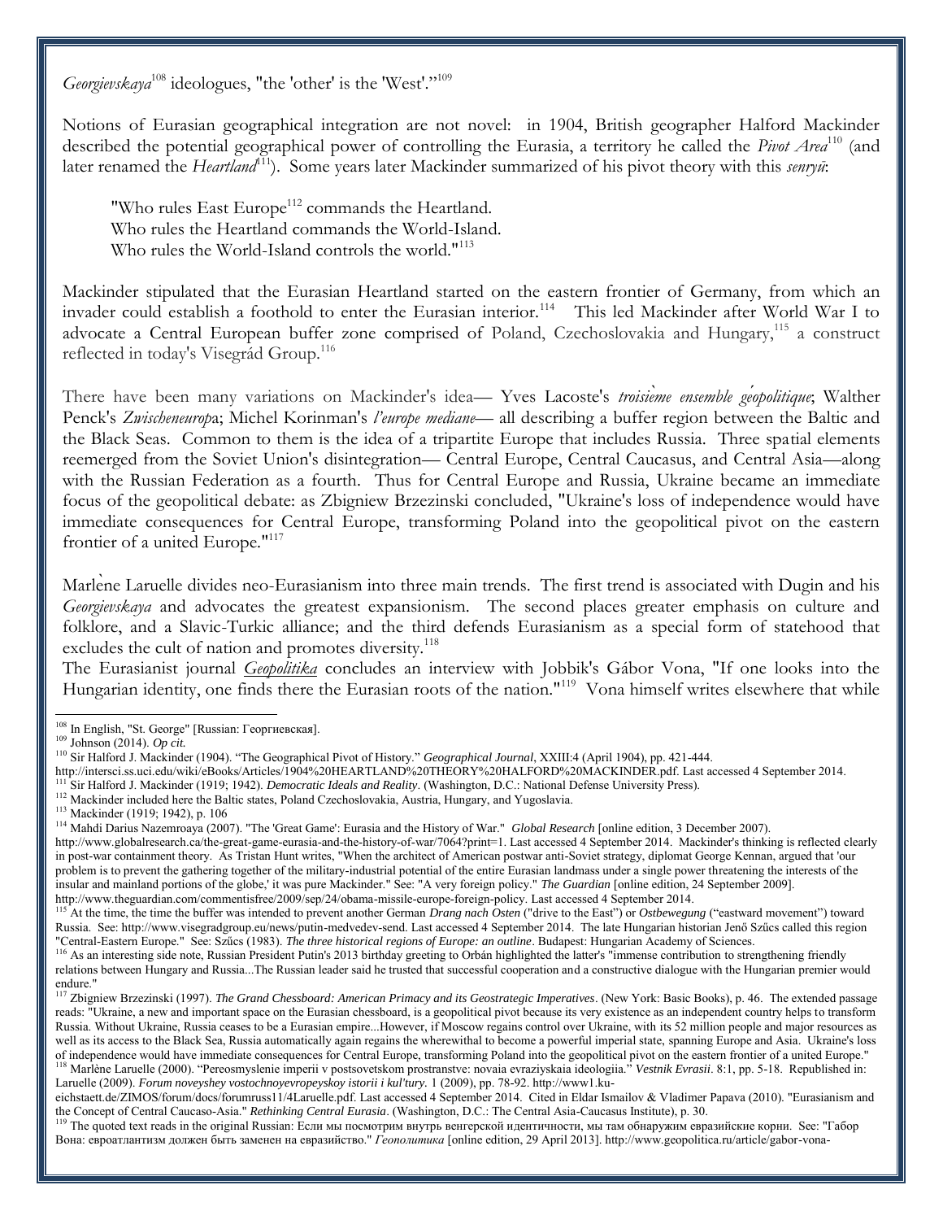*Georgievskaya*[108] ideologues, "the 'other' is the 'West'."[109]

Notions of Eurasian geographical integration are not novel: in 1904, British geographer Halford Mackinder described the potential geographical power of controlling the Eurasia, a territory he called the *Pivot Area*[110] (and later renamed the *Heartland*[111]). Some years later Mackinder summarized of his pivot theory with this *senryū*:

> "Who rules East Europe[112] commands the Heartland.
> Who rules the Heartland commands the World-Island.
> Who rules the World-Island controls the world."[113]

Mackinder stipulated that the Eurasian Heartland started on the eastern frontier of Germany, from which an invader could establish a foothold to enter the Eurasian interior.[114] This led Mackinder after World War I to advocate a Central European buffer zone comprised of Poland, Czechoslovakia and Hungary,[115] a construct reflected in today's Visegrád Group.[116]

There have been many variations on Mackinder's idea— Yves Lacoste's *troisième ensemble géopolitique*; Walther Penck's *Zwischeneuropa*; Michel Korinman's *l'europe mediane*— all describing a buffer region between the Baltic and the Black Seas. Common to them is the idea of a tripartite Europe that includes Russia. Three spatial elements reemerged from the Soviet Union's disintegration— Central Europe, Central Caucasus, and Central Asia—along with the Russian Federation as a fourth. Thus for Central Europe and Russia, Ukraine became an immediate focus of the geopolitical debate: as Zbigniew Brzezinski concluded, "Ukraine's loss of independence would have immediate consequences for Central Europe, transforming Poland into the geopolitical pivot on the eastern frontier of a united Europe."[117]

Marlène Laruelle divides neo-Eurasianism into three main trends. The first trend is associated with Dugin and his *Georgievskaya* and advocates the greatest expansionism. The second places greater emphasis on culture and folklore, and a Slavic-Turkic alliance; and the third defends Eurasianism as a special form of statehood that excludes the cult of nation and promotes diversity.[118]

The Eurasianist journal *Geopolitika* concludes an interview with Jobbik's Gábor Vona, "If one looks into the Hungarian identity, one finds there the Eurasian roots of the nation."[119] Vona himself writes elsewhere that while

---

[108] In English, "St. George" [Russian: Георгиевская].

[109] Johnson (2014). *Op cit.*

[110] Sir Halford J. Mackinder (1904). "The Geographical Pivot of History." *Geographical Journal*, XXIII:4 (April 1904), pp. 421-444. http://intersci.ss.uci.edu/wiki/eBooks/Articles/1904%20HEARTLAND%20THEORY%20HALFORD%20MACKINDER.pdf. Last accessed 4 September 2014.

[111] Sir Halford J. Mackinder (1919; 1942). *Democratic Ideals and Reality*. (Washington, D.C.: National Defense University Press).

[112] Mackinder included here the Baltic states, Poland Czechoslovakia, Austria, Hungary, and Yugoslavia.

[113] Mackinder (1919; 1942), p. 106

[114] Mahdi Darius Nazemroaya (2007). "The 'Great Game': Eurasia and the History of War." *Global Research* [online edition, 3 December 2007]. http://www.globalresearch.ca/the-great-game-eurasia-and-the-history-of-war/7064?print=1. Last accessed 4 September 2014. Mackinder's thinking is reflected clearly in post-war containment theory. As Tristan Hunt writes, "When the architect of American postwar anti-Soviet strategy, diplomat George Kennan, argued that 'our problem is to prevent the gathering together of the military-industrial potential of the entire Eurasian landmass under a single power threatening the interests of the insular and mainland portions of the globe,' it was pure Mackinder." See: "A very foreign policy." *The Guardian* [online edition, 24 September 2009]. http://www.theguardian.com/commentisfree/2009/sep/24/obama-missile-europe-foreign-policy. Last accessed 4 September 2014.

[115] At the time, the buffer was intended to prevent another German *Drang nach Osten* ("drive to the East") or *Ostbewegung* ("eastward movement") toward Russia. See: http://www.visegradgroup.eu/news/putin-medvedev-send. Last accessed 4 September 2014. The late Hungarian historian Jenő Szűcs called this region "Central-Eastern Europe." See: Szűcs (1983). *The three historical regions of Europe: an outline*. Budapest: Hungarian Academy of Sciences.

[116] As an interesting side note, Russian President Putin's 2013 birthday greeting to Orbán highlighted the latter's "immense contribution to strengthening friendly relations between Hungary and Russia...The Russian leader said he trusted that successful cooperation and a constructive dialogue with the Hungarian premier would endure."

[117] Zbigniew Brzezinski (1997). *The Grand Chessboard: American Primacy and its Geostrategic Imperatives*. (New York: Basic Books), p. 46. The extended passage reads: "Ukraine, a new and important space on the Eurasian chessboard, is a geopolitical pivot because its very existence as an independent country helps to transform Russia. Without Ukraine, Russia ceases to be a Eurasian empire...However, if Moscow regains control over Ukraine, with its 52 million people and major resources as well as its access to the Black Sea, Russia automatically again regains the wherewithal to become a powerful imperial state, spanning Europe and Asia. Ukraine's loss of independence would have immediate consequences for Central Europe, transforming Poland into the geopolitical pivot on the eastern frontier of a united Europe."

[118] Marlène Laruelle (2000). "Pereosmyslenie imperii v postsovetskom prostranstve: novaia evraziyskaia ideologiia." *Vestnik Evrasii*. 8:1, pp. 5-18. Republished in: Laruelle (2009). *Forum noveyshey vostochnoyevropeyskoy istorii i kul'tury.* 1 (2009), pp. 78-92. http://www1.ku-eichstaett.de/ZIMOS/forum/docs/forumruss11/4Laruelle.pdf. Last accessed 4 September 2014. Cited in Eldar Ismailov & Vladimer Papava (2010). "Eurasianism and the Concept of Central Caucaso-Asia." *Rethinking Central Eurasia*. (Washington, D.C.: The Central Asia-Caucasus Institute), p. 30.

[119] The quoted text reads in the original Russian: Если мы посмотрим внутрь венгерской идентичности, мы там обнаружим евразийские корни. See: "Габор Вона: евроатлантизм должен быть заменен на евразийство." *Геополитика* [online edition, 29 April 2013]. http://www.geopolitica.ru/article/gabor-vona-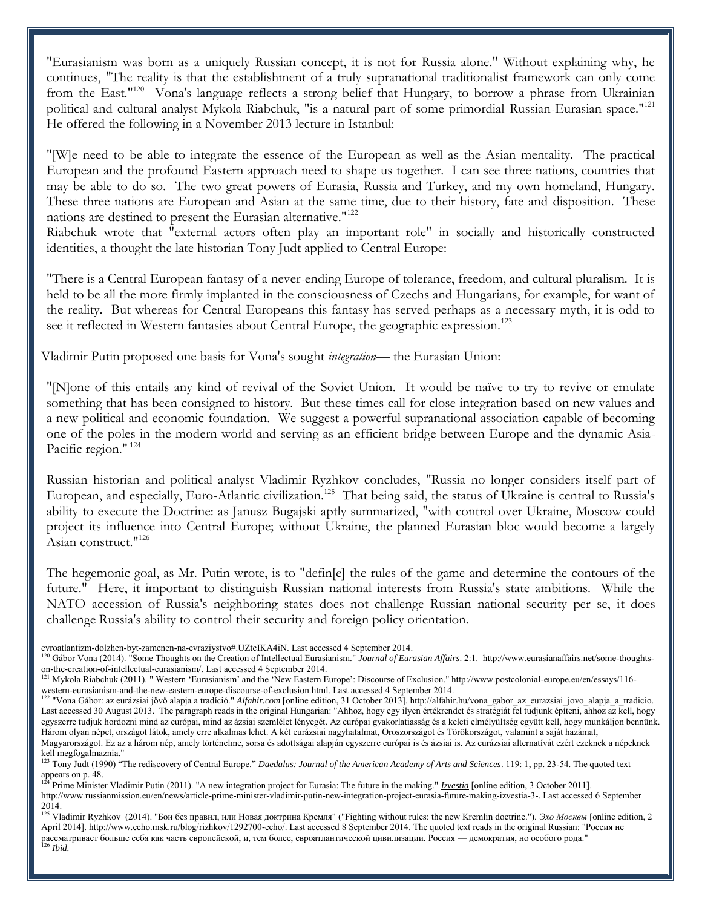"Eurasianism was born as a uniquely Russian concept, it is not for Russia alone." Without explaining why, he continues, "The reality is that the establishment of a truly supranational traditionalist framework can only come from the East."[120] Vona's language reflects a strong belief that Hungary, to borrow a phrase from Ukrainian political and cultural analyst Mykola Riabchuk, "is a natural part of some primordial Russian-Eurasian space."[121] He offered the following in a November 2013 lecture in Istanbul:

"[W]e need to be able to integrate the essence of the European as well as the Asian mentality. The practical European and the profound Eastern approach need to shape us together. I can see three nations, countries that may be able to do so. The two great powers of Eurasia, Russia and Turkey, and my own homeland, Hungary. These three nations are European and Asian at the same time, due to their history, fate and disposition. These nations are destined to present the Eurasian alternative."[122]

Riabchuk wrote that "external actors often play an important role" in socially and historically constructed identities, a thought the late historian Tony Judt applied to Central Europe:

"There is a Central European fantasy of a never-ending Europe of tolerance, freedom, and cultural pluralism. It is held to be all the more firmly implanted in the consciousness of Czechs and Hungarians, for example, for want of the reality. But whereas for Central Europeans this fantasy has served perhaps as a necessary myth, it is odd to see it reflected in Western fantasies about Central Europe, the geographic expression.[123]

Vladimir Putin proposed one basis for Vona's sought *integration*— the Eurasian Union:

"[N]one of this entails any kind of revival of the Soviet Union. It would be naïve to try to revive or emulate something that has been consigned to history. But these times call for close integration based on new values and a new political and economic foundation. We suggest a powerful supranational association capable of becoming one of the poles in the modern world and serving as an efficient bridge between Europe and the dynamic Asia-Pacific region."[124]

Russian historian and political analyst Vladimir Ryzhkov concludes, "Russia no longer considers itself part of European, and especially, Euro-Atlantic civilization.[125] That being said, the status of Ukraine is central to Russia's ability to execute the Doctrine: as Janusz Bugajski aptly summarized, "with control over Ukraine, Moscow could project its influence into Central Europe; without Ukraine, the planned Eurasian bloc would become a largely Asian construct."[126]

The hegemonic goal, as Mr. Putin wrote, is to "defin[e] the rules of the game and determine the contours of the future." Here, it important to distinguish Russian national interests from Russia's state ambitions. While the NATO accession of Russia's neighboring states does not challenge Russian national security per se, it does challenge Russia's ability to control their security and foreign policy orientation.

---

evroatlantizm-dolzhen-byt-zamenen-na-evraziystvo#.UZtcIKA4iN. Last accessed 4 September 2014.

[120] Gábor Vona (2014). "Some Thoughts on the Creation of Intellectual Eurasianism." *Journal of Eurasian Affairs*. 2:1. http://www.eurasianaffairs.net/some-thoughts-on-the-creation-of-intellectual-eurasianism/. Last accessed 4 September 2014.

[121] Mykola Riabchuk (2011). " Western 'Eurasianism' and the 'New Eastern Europe': Discourse of Exclusion." http://www.postcolonial-europe.eu/en/essays/116-western-eurasianism-and-the-new-eastern-europe-discourse-of-exclusion.html. Last accessed 4 September 2014.

[122] "Vona Gábor: az eurázsiai jövő alapja a tradíció." *Alfahir.com* [online edition, 31 October 2013]. http://alfahir.hu/vona_gabor_az_eurazsiai_jovo_alapja_a_tradicio. Last accessed 30 August 2013. The paragraph reads in the original Hungarian: "Ahhoz, hogy egy ilyen értékrendet és stratégiát fel tudjunk építeni, ahhoz az kell, hogy egyszerre tudjuk hordozni mind az európai, mind az ázsiai szemlélet lényegét. Az európai gyakorlatiasság és a keleti elmélyültség együtt kell, hogy munkáljon bennünk. Három olyan népet, országot látok, amely erre alkalmas lehet. A két eurázsiai nagyhatalmat, Oroszországot és Törökországot, valamint a saját hazámat, Magyarországot. Ez az a három nép, amely történelme, sorsa és adottságai alapján egyszerre európai is és ázsiai is. Az eurázsiai alternatívát ezért ezeknek a népeknek kell megfogalmaznia."

[123] Tony Judt (1990) "The rediscovery of Central Europe." *Daedalus: Journal of the American Academy of Arts and Sciences*. 119: 1, pp. 23-54. The quoted text appears on p. 48.

[124] Prime Minister Vladimir Putin (2011). "A new integration project for Eurasia: The future in the making." *Izvestia* [online edition, 3 October 2011]. http://www.russianmission.eu/en/news/article-prime-minister-vladimir-putin-new-integration-project-eurasia-future-making-izvestia-3-. Last accessed 6 September 2014.

[125] Vladimir Ryzhkov (2014). "Бои без правил, или Новая доктрина Кремля" ("Fighting without rules: the new Kremlin doctrine."). *Эхо Москвы* [online edition, 2 April 2014]. http://www.echo.msk.ru/blog/rizhkov/1292700-echo/. Last accessed 8 September 2014. The quoted text reads in the original Russian: "Россия не рассматривает больше себя как часть европейской, и, тем более, евроатлантической цивилизации. Россия — демократия, но особого рода."

[126] *Ibid.*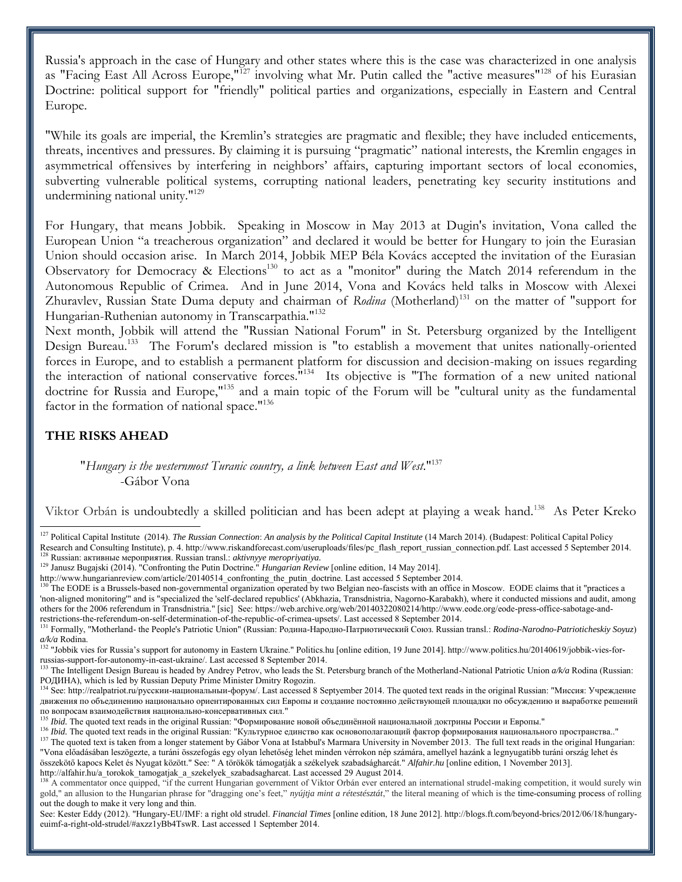Russia's approach in the case of Hungary and other states where this is the case was characterized in one analysis as "Facing East All Across Europe,"[127] involving what Mr. Putin called the "active measures"[128] of his Eurasian Doctrine: political support for "friendly" political parties and organizations, especially in Eastern and Central Europe.

"While its goals are imperial, the Kremlin's strategies are pragmatic and flexible; they have included enticements, threats, incentives and pressures. By claiming it is pursuing "pragmatic" national interests, the Kremlin engages in asymmetrical offensives by interfering in neighbors' affairs, capturing important sectors of local economies, subverting vulnerable political systems, corrupting national leaders, penetrating key security institutions and undermining national unity."[129]

For Hungary, that means Jobbik. Speaking in Moscow in May 2013 at Dugin's invitation, Vona called the European Union "a treacherous organization" and declared it would be better for Hungary to join the Eurasian Union should occasion arise. In March 2014, Jobbik MEP Béla Kovács accepted the invitation of the Eurasian Observatory for Democracy & Elections[130] to act as a "monitor" during the Match 2014 referendum in the Autonomous Republic of Crimea. And in June 2014, Vona and Kovács held talks in Moscow with Alexei Zhuravlev, Russian State Duma deputy and chairman of *Rodina* (Motherland)[131] on the matter of "support for Hungarian-Ruthenian autonomy in Transcarpathia."[132]

Next month, Jobbik will attend the "Russian National Forum" in St. Petersburg organized by the Intelligent Design Bureau.[133] The Forum's declared mission is "to establish a movement that unites nationally-oriented forces in Europe, and to establish a permanent platform for discussion and decision-making on issues regarding the interaction of national conservative forces."[134] Its objective is "The formation of a new united national doctrine for Russia and Europe,"[135] and a main topic of the Forum will be "cultural unity as the fundamental factor in the formation of national space."[136]

## THE RISKS AHEAD

> "*Hungary is the westernmost Turanic country, a link between East and West.*"[137]
> -Gábor Vona

Viktor Orbán is undoubtedly a skilled politician and has been adept at playing a weak hand.[138] As Peter Kreko

---

[127] Political Capital Institute (2014). *The Russian Connection*: *An analysis by the Political Capital Institute* (14 March 2014). (Budapest: Political Capital Policy Research and Consulting Institute), p. 4. http://www.riskandforecast.com/useruploads/files/pc_flash_report_russian_connection.pdf. Last accessed 5 September 2014.

[128] Russian: активные мероприятия. Russian transl.: *aktivnyye meropriyatiya*.

[129] Janusz Bugajski (2014). "Confronting the Putin Doctrine." *Hungarian Review* [online edition, 14 May 2014]. http://www.hungarianreview.com/article/20140514_confronting_the_putin_doctrine. Last accessed 5 September 2014.

[130] The EODE is a Brussels-based non-governmental organization operated by two Belgian neo-fascists with an office in Moscow. EODE claims that it "practices a 'non-aligned monitoring'" and is "specialized the 'self-declared republics' (Abkhazia, Transdnistria, Nagorno-Karabakh), where it conducted missions and audit, among others for the 2006 referendum in Transdnistria." [sic] See: https://web.archive.org/web/20140322080214/http://www.eode.org/eode-press-office-sabotage-and-restrictions-the-referendum-on-self-determination-of-the-republic-of-crimea-upsets/. Last accessed 8 September 2014.

[131] Formally, "Motherland- the People's Patriotic Union" (Russian: Родина-Народно-Патриотический Союз. Russian transl.: *Rodina-Narodno-Patrioticheskiy Soyuz*) *a/k/a* Rodina.

[132] "Jobbik vies for Russia's support for autonomy in Eastern Ukraine." Politics.hu [online edition, 19 June 2014]. http://www.politics.hu/20140619/jobbik-vies-for-russias-support-for-autonomy-in-east-ukraine/. Last accessed 8 September 2014.

[133] The Intelligent Design Bureau is headed by Andrey Petrov, who leads the St. Petersburg branch of the Motherland-National Patriotic Union *a/k/a* Rodina (Russian: РОДИНА), which is led by Russian Deputy Prime Minister Dmitry Rogozin.

[134] See: http://realpatriot.ru/русскии-национальныи-форум/. Last accessed 8 Septyember 2014. The quoted text reads in the original Russian: "Миссия: Учреждение движения по объединению национально ориентированных сил Европы и создание постоянно действующей площадки по обсуждению и выработке решений по вопросам взаимодействия национально-консервативных сил."

[135] *Ibid.* The quoted text reads in the original Russian: "Формирование новой объединённой национальной доктрины России и Европы."

[136] *Ibid.* The quoted text reads in the original Russian: "Культурное единство как основополагающий фактор формирования национального пространства.."

[137] The quoted text is taken from a longer statement by Gábor Vona at Istabbul's Marmara University in November 2013. The full text reads in the original Hungarian: "Vona előadásában leszögezte, a turáni összefogás egy olyan lehetőség lehet minden vérrokon nép számára, amellyel hazánk a legnyugatibb turáni ország lehet és összekötő kapocs Kelet és Nyugat között." See: " A törökök támogatják a székelyek szabadságharcát." *Alfahir.hu* [online edition, 1 November 2013]. http://alfahir.hu/a_torokok_tamogatjak_a_szekelyek_szabadsagharcat. Last accessed 29 August 2014.

[138] A commentator once quipped, "if the current Hungarian government of Viktor Orbán ever entered an international strudel-making competition, it would surely win gold," an allusion to the Hungarian phrase for "dragging one's feet," *nyújtja mint a rétestésztát*," the literal meaning of which is the time-consuming process of rolling out the dough to make it very long and thin.
See: Kester Eddy (2012). "Hungary-EU/IMF: a right old strudel. *Financial Times* [online edition, 18 June 2012]. http://blogs.ft.com/beyond-brics/2012/06/18/hungary-euimf-a-right-old-strudel/#axzz1yBb4TswR. Last accessed 1 September 2014.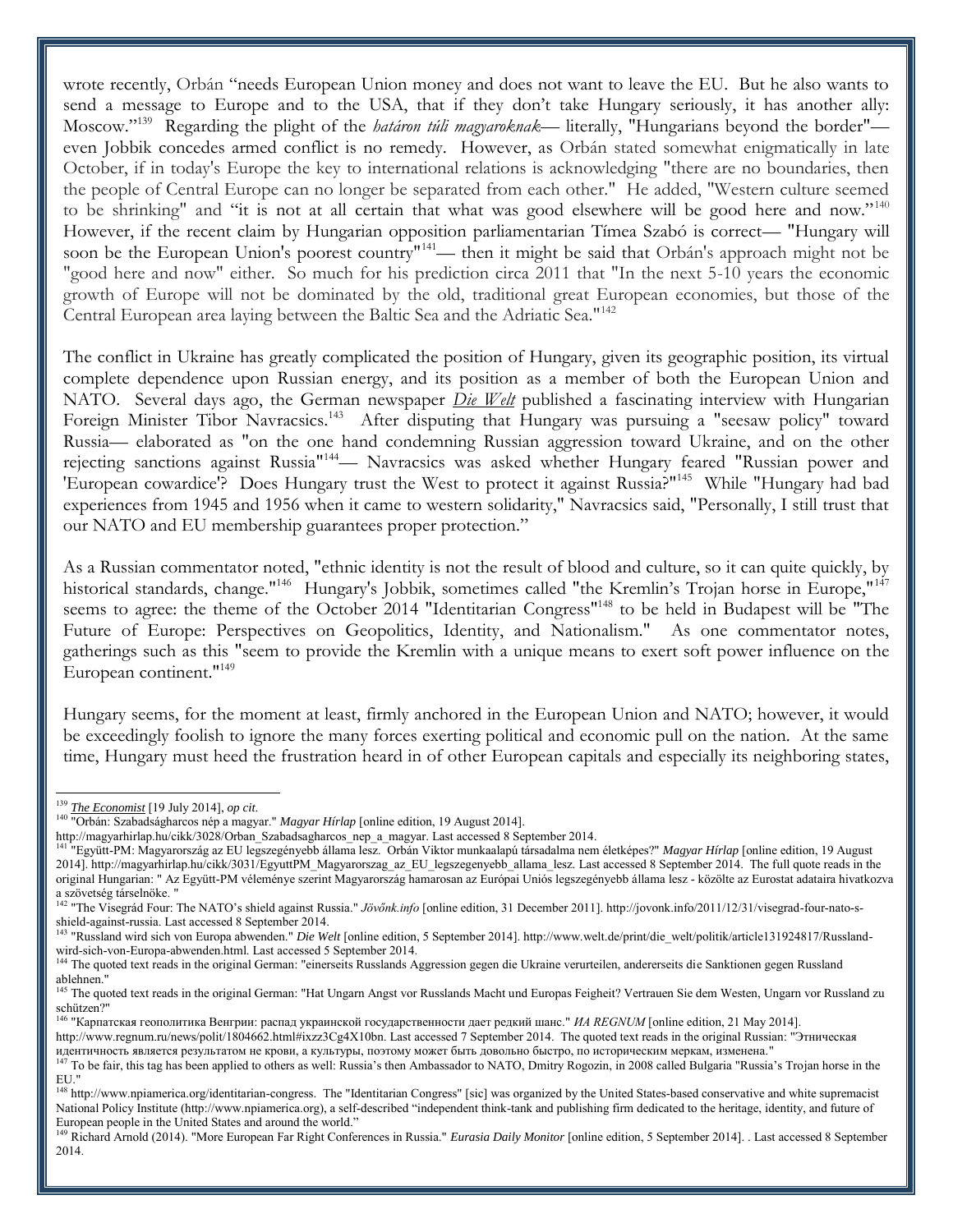wrote recently, Orbán "needs European Union money and does not want to leave the EU. But he also wants to send a message to Europe and to the USA, that if they don't take Hungary seriously, it has another ally: Moscow."[139] Regarding the plight of the *határon túli magyaroknak*— literally, "Hungarians beyond the border"— even Jobbik concedes armed conflict is no remedy. However, as Orbán stated somewhat enigmatically in late October, if in today's Europe the key to international relations is acknowledging "there are no boundaries, then the people of Central Europe can no longer be separated from each other." He added, "Western culture seemed to be shrinking" and "it is not at all certain that what was good elsewhere will be good here and now."[140] However, if the recent claim by Hungarian opposition parliamentarian Tímea Szabó is correct— "Hungary will soon be the European Union's poorest country"[141]— then it might be said that Orbán's approach might not be "good here and now" either. So much for his prediction circa 2011 that "In the next 5-10 years the economic growth of Europe will not be dominated by the old, traditional great European economies, but those of the Central European area laying between the Baltic Sea and the Adriatic Sea."[142]

The conflict in Ukraine has greatly complicated the position of Hungary, given its geographic position, its virtual complete dependence upon Russian energy, and its position as a member of both the European Union and NATO. Several days ago, the German newspaper *Die Welt* published a fascinating interview with Hungarian Foreign Minister Tibor Navracsics.[143] After disputing that Hungary was pursuing a "seesaw policy" toward Russia— elaborated as "on the one hand condemning Russian aggression toward Ukraine, and on the other rejecting sanctions against Russia"[144]— Navracsics was asked whether Hungary feared "Russian power and 'European cowardice'? Does Hungary trust the West to protect it against Russia?"[145] While "Hungary had bad experiences from 1945 and 1956 when it came to western solidarity," Navracsics said, "Personally, I still trust that our NATO and EU membership guarantees proper protection."

As a Russian commentator noted, "ethnic identity is not the result of blood and culture, so it can quite quickly, by historical standards, change."[146] Hungary's Jobbik, sometimes called "the Kremlin's Trojan horse in Europe,"[147] seems to agree: the theme of the October 2014 "Identitarian Congress"[148] to be held in Budapest will be "The Future of Europe: Perspectives on Geopolitics, Identity, and Nationalism." As one commentator notes, gatherings such as this "seem to provide the Kremlin with a unique means to exert soft power influence on the European continent."[149]

Hungary seems, for the moment at least, firmly anchored in the European Union and NATO; however, it would be exceedingly foolish to ignore the many forces exerting political and economic pull on the nation. At the same time, Hungary must heed the frustration heard in of other European capitals and especially its neighboring states,

---

[139] *The Economist* [19 July 2014], *op cit.*

[140] "Orbán: Szabadságharcos nép a magyar." *Magyar Hírlap* [online edition, 19 August 2014]. http://magyarhirlap.hu/cikk/3028/Orban_Szabadsagharcos_nep_a_magyar. Last accessed 8 September 2014.

[141] "Együtt-PM: Magyarország az EU legszegényebb állama lesz. Orbán Viktor munkaalapú társadalma nem életképes?" *Magyar Hírlap* [online edition, 19 August 2014]. http://magyarhirlap.hu/cikk/3031/EgyuttPM_Magyarorszag_az_EU_legszegenyebb_allama_lesz. Last accessed 8 September 2014. The full quote reads in the original Hungarian: " Az Együtt-PM véleménye szerint Magyarország hamarosan az Európai Uniós legszegényebb állama lesz - közölte az Eurostat adataira hivatkozva a szövetség társelnöke. "

[142] "The Visegrád Four: The NATO's shield against Russia." *Jövőnk.info* [online edition, 31 December 2011]. http://jovonk.info/2011/12/31/visegrad-four-nato-s-shield-against-russia. Last accessed 8 September 2014.

[143] "Russland wird sich von Europa abwenden." *Die Welt* [online edition, 5 September 2014]. http://www.welt.de/print/die_welt/politik/article131924817/Russland-wird-sich-von-Europa-abwenden.html. Last accessed 5 September 2014.

[144] The quoted text reads in the original German: "einerseits Russlands Aggression gegen die Ukraine verurteilen, andererseits die Sanktionen gegen Russland ablehnen."

[145] The quoted text reads in the original German: "Hat Ungarn Angst vor Russlands Macht und Europas Feigheit? Vertrauen Sie dem Westen, Ungarn vor Russland zu schützen?"

[146] "Карпатская геополитика Венгрии: распад украинской государственности дает редкий шанс." *ИА REGNUM* [online edition, 21 May 2014]. http://www.regnum.ru/news/polit/1804662.html#ixzz3Cg4X10bn. Last accessed 7 September 2014. The quoted text reads in the original Russian: "Этническая идентичность является результатом не крови, а культуры, поэтому может быть довольно быстро, по историческим меркам, изменена."

[147] To be fair, this tag has been applied to others as well: Russia's then Ambassador to NATO, Dmitry Rogozin, in 2008 called Bulgaria "Russia's Trojan horse in the EU."

[148] http://www.npiamerica.org/identitarian-congress. The "Identitarian Congress" [sic] was organized by the United States-based conservative and white supremacist National Policy Institute (http://www.npiamerica.org), a self-described "independent think-tank and publishing firm dedicated to the heritage, identity, and future of European people in the United States and around the world."

[149] Richard Arnold (2014). "More European Far Right Conferences in Russia." *Eurasia Daily Monitor* [online edition, 5 September 2014]. . Last accessed 8 September 2014.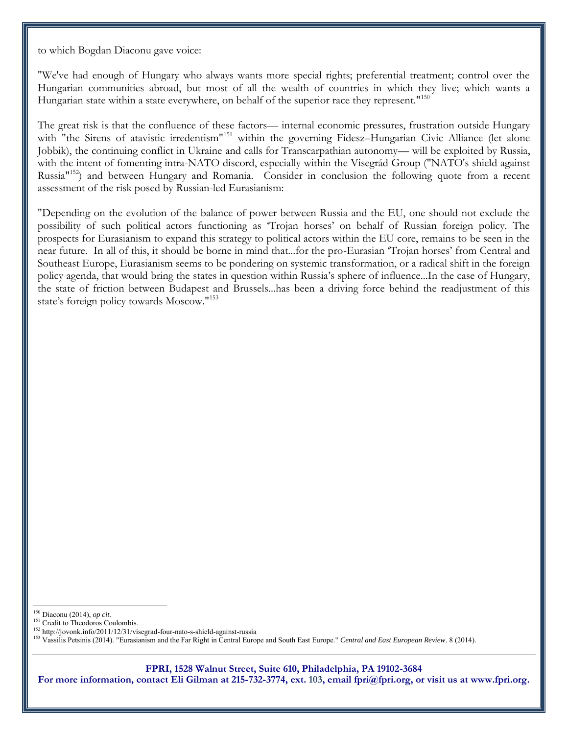to which Bogdan Diaconu gave voice:

"We've had enough of Hungary who always wants more special rights; preferential treatment; control over the Hungarian communities abroad, but most of all the wealth of countries in which they live; which wants a Hungarian state within a state everywhere, on behalf of the superior race they represent."[150]

The great risk is that the confluence of these factors— internal economic pressures, frustration outside Hungary with "the Sirens of atavistic irredentism"[151] within the governing Fidesz–Hungarian Civic Alliance (let alone Jobbik), the continuing conflict in Ukraine and calls for Transcarpathian autonomy— will be exploited by Russia, with the intent of fomenting intra-NATO discord, especially within the Visegrád Group ("NATO's shield against Russia"[152]) and between Hungary and Romania. Consider in conclusion the following quote from a recent assessment of the risk posed by Russian-led Eurasianism:

"Depending on the evolution of the balance of power between Russia and the EU, one should not exclude the possibility of such political actors functioning as 'Trojan horses' on behalf of Russian foreign policy. The prospects for Eurasianism to expand this strategy to political actors within the EU core, remains to be seen in the near future. In all of this, it should be borne in mind that...for the pro-Eurasian 'Trojan horses' from Central and Southeast Europe, Eurasianism seems to be pondering on systemic transformation, or a radical shift in the foreign policy agenda, that would bring the states in question within Russia's sphere of influence...In the case of Hungary, the state of friction between Budapest and Brussels...has been a driving force behind the readjustment of this state's foreign policy towards Moscow."[153]

---

[150] Diaconu (2014), *op cit.*

[151] Credit to Theodoros Coulombis.

[152] http://jovonk.info/2011/12/31/visegrad-four-nato-s-shield-against-russia

[153] Vassilis Petsinis (2014). "Eurasianism and the Far Right in Central Europe and South East Europe." *Central and East European Review*. 8 (2014).

**FPRI, 1528 Walnut Street, Suite 610, Philadelphia, PA 19102-3684**

**For more information, contact Eli Gilman at 215-732-3774, ext. 103, email fpri@fpri.org, or visit us at www.fpri.org.**